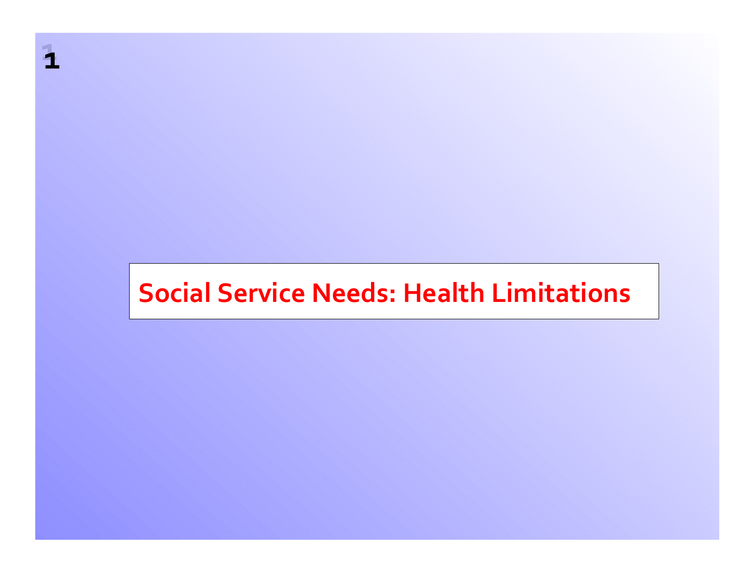# Social Service Needs: Health Limitations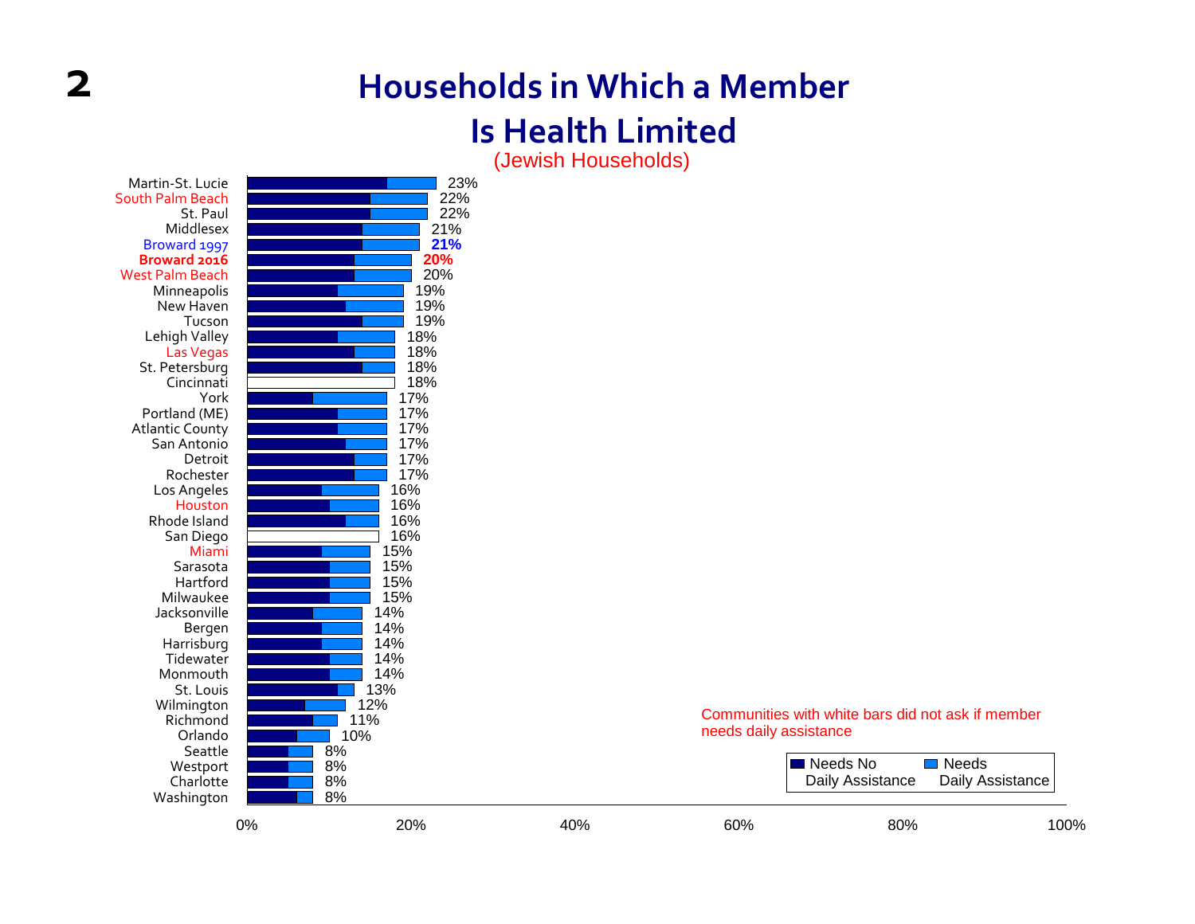# Households in Which a Member Is Health Limited

(Jewish Households)

| Community | Percentage |
|---|---|
| Martin-St. Lucie | 23% |
| South Palm Beach | 22% |
| St. Paul | 22% |
| Middlesex | 21% |
| Broward 1997 | 21% |
| **Broward 2016** | **20%** |
| West Palm Beach | 20% |
| Minneapolis | 19% |
| New Haven | 19% |
| Tucson | 19% |
| Lehigh Valley | 18% |
| Las Vegas | 18% |
| St. Petersburg | 18% |
| Cincinnati | 18% |
| York | 17% |
| Portland (ME) | 17% |
| Atlantic County | 17% |
| San Antonio | 17% |
| Detroit | 17% |
| Rochester | 17% |
| Los Angeles | 16% |
| Houston | 16% |
| Rhode Island | 16% |
| San Diego | 16% |
| Miami | 15% |
| Sarasota | 15% |
| Hartford | 15% |
| Milwaukee | 15% |
| Jacksonville | 14% |
| Bergen | 14% |
| Harrisburg | 14% |
| Tidewater | 14% |
| Monmouth | 14% |
| St. Louis | 13% |
| Wilmington | 12% |
| Richmond | 11% |
| Orlando | 10% |
| Seattle | 8% |
| Westport | 8% |
| Charlotte | 8% |
| Washington | 8% |

Communities with white bars did not ask if member needs daily assistance

Legend: Needs No Daily Assistance; Needs Daily Assistance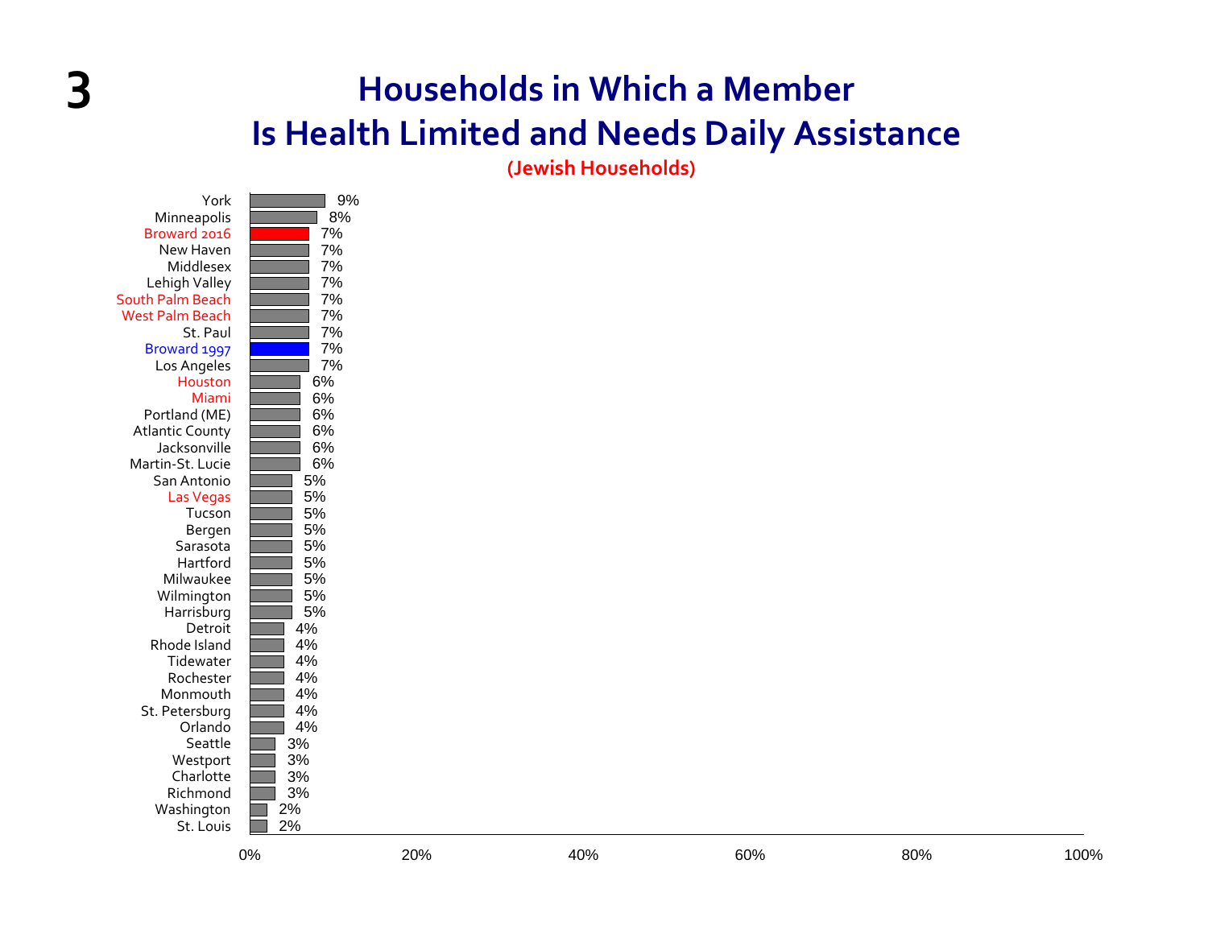# Households in Which a Member Is Health Limited and Needs Daily Assistance

**(Jewish Households)**

| Community | Percentage |
|---|---|
| York | 9% |
| Minneapolis | 8% |
| Broward 2016 | 7% |
| New Haven | 7% |
| Middlesex | 7% |
| Lehigh Valley | 7% |
| South Palm Beach | 7% |
| West Palm Beach | 7% |
| St. Paul | 7% |
| Broward 1997 | 7% |
| Los Angeles | 7% |
| Houston | 6% |
| Miami | 6% |
| Portland (ME) | 6% |
| Atlantic County | 6% |
| Jacksonville | 6% |
| Martin-St. Lucie | 6% |
| San Antonio | 5% |
| Las Vegas | 5% |
| Tucson | 5% |
| Bergen | 5% |
| Sarasota | 5% |
| Hartford | 5% |
| Milwaukee | 5% |
| Wilmington | 5% |
| Harrisburg | 5% |
| Detroit | 4% |
| Rhode Island | 4% |
| Tidewater | 4% |
| Rochester | 4% |
| Monmouth | 4% |
| St. Petersburg | 4% |
| Orlando | 4% |
| Seattle | 3% |
| Westport | 3% |
| Charlotte | 3% |
| Richmond | 3% |
| Washington | 2% |
| St. Louis | 2% |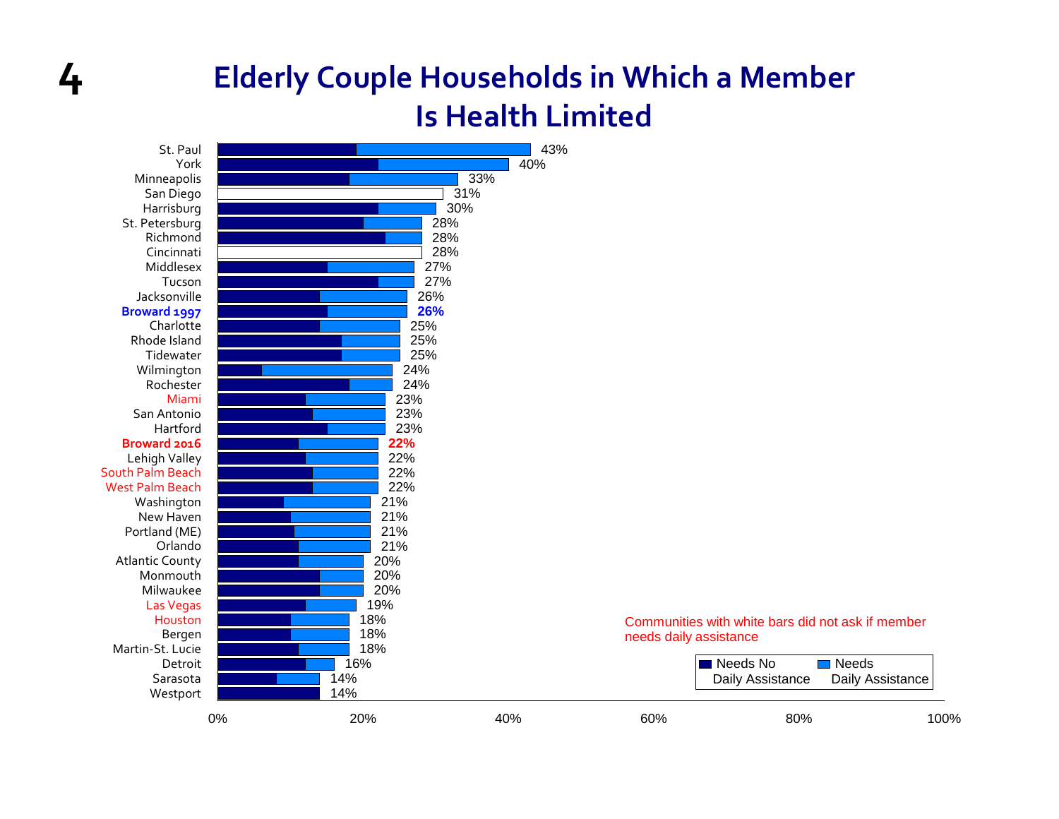# Elderly Couple Households in Which a Member Is Health Limited

| Community | Total |
|---|---|
| St. Paul | 43% |
| York | 40% |
| Minneapolis | 33% |
| San Diego | 31% |
| Harrisburg | 30% |
| St. Petersburg | 28% |
| Richmond | 28% |
| Cincinnati | 28% |
| Middlesex | 27% |
| Tucson | 27% |
| Jacksonville | 26% |
| **Broward 1997** | **26%** |
| Charlotte | 25% |
| Rhode Island | 25% |
| Tidewater | 25% |
| Wilmington | 24% |
| Rochester | 24% |
| Miami | 23% |
| San Antonio | 23% |
| Hartford | 23% |
| **Broward 2016** | **22%** |
| Lehigh Valley | 22% |
| South Palm Beach | 22% |
| West Palm Beach | 22% |
| Washington | 21% |
| New Haven | 21% |
| Portland (ME) | 21% |
| Orlando | 21% |
| Atlantic County | 20% |
| Monmouth | 20% |
| Milwaukee | 20% |
| Las Vegas | 19% |
| Houston | 18% |
| Bergen | 18% |
| Martin-St. Lucie | 18% |
| Detroit | 16% |
| Sarasota | 14% |
| Westport | 14% |

Communities with white bars did not ask if member needs daily assistance

Legend: Needs No Daily Assistance; Needs Daily Assistance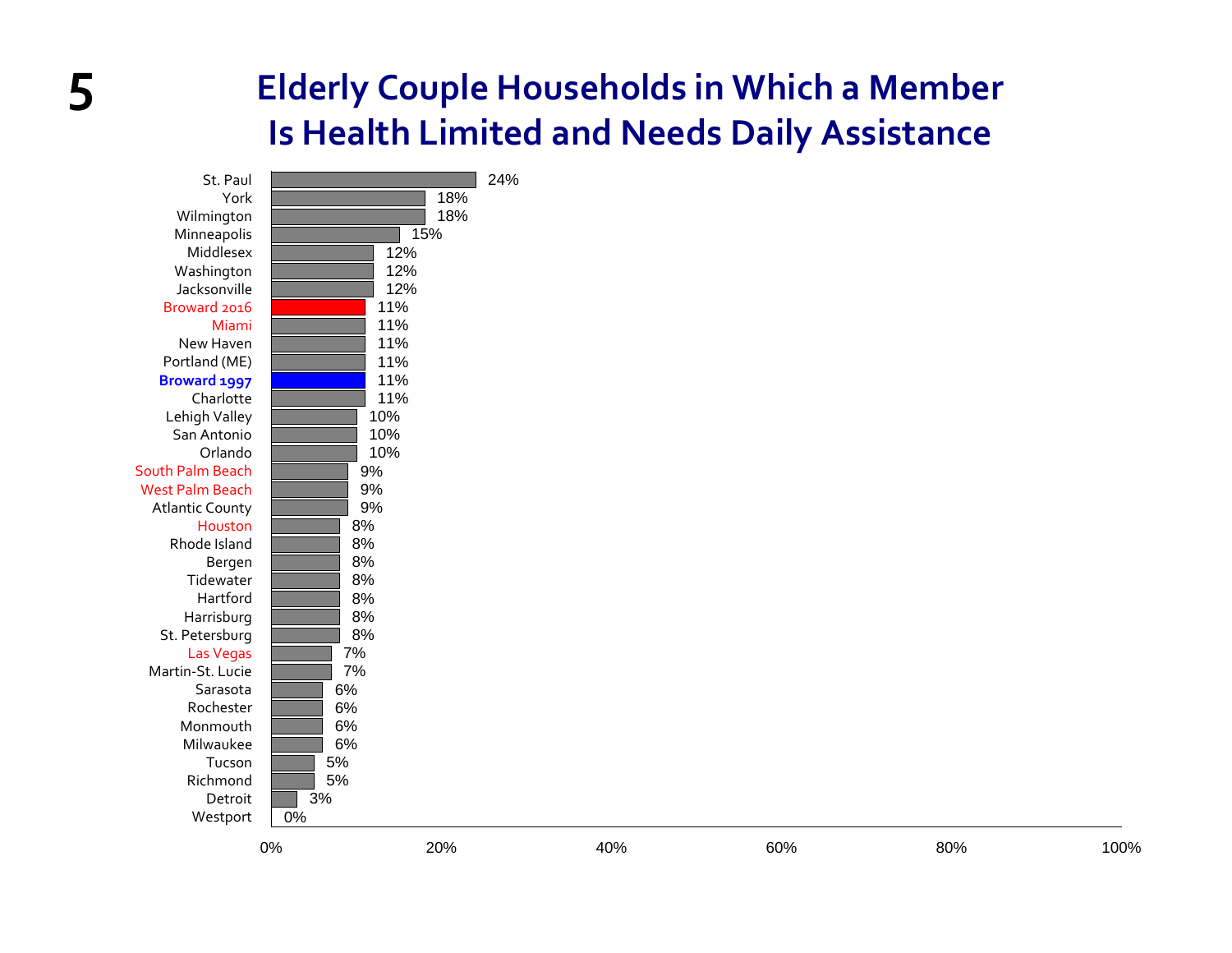# Elderly Couple Households in Which a Member Is Health Limited and Needs Daily Assistance

| Community | Percentage |
| --- | --- |
| St. Paul | 24% |
| York | 18% |
| Wilmington | 18% |
| Minneapolis | 15% |
| Middlesex | 12% |
| Washington | 12% |
| Jacksonville | 12% |
| Broward 2016 | 11% |
| Miami | 11% |
| New Haven | 11% |
| Portland (ME) | 11% |
| **Broward 1997** | 11% |
| Charlotte | 11% |
| Lehigh Valley | 10% |
| San Antonio | 10% |
| Orlando | 10% |
| South Palm Beach | 9% |
| West Palm Beach | 9% |
| Atlantic County | 9% |
| Houston | 8% |
| Rhode Island | 8% |
| Bergen | 8% |
| Tidewater | 8% |
| Hartford | 8% |
| Harrisburg | 8% |
| St. Petersburg | 8% |
| Las Vegas | 7% |
| Martin-St. Lucie | 7% |
| Sarasota | 6% |
| Rochester | 6% |
| Monmouth | 6% |
| Milwaukee | 6% |
| Tucson | 5% |
| Richmond | 5% |
| Detroit | 3% |
| Westport | 0% |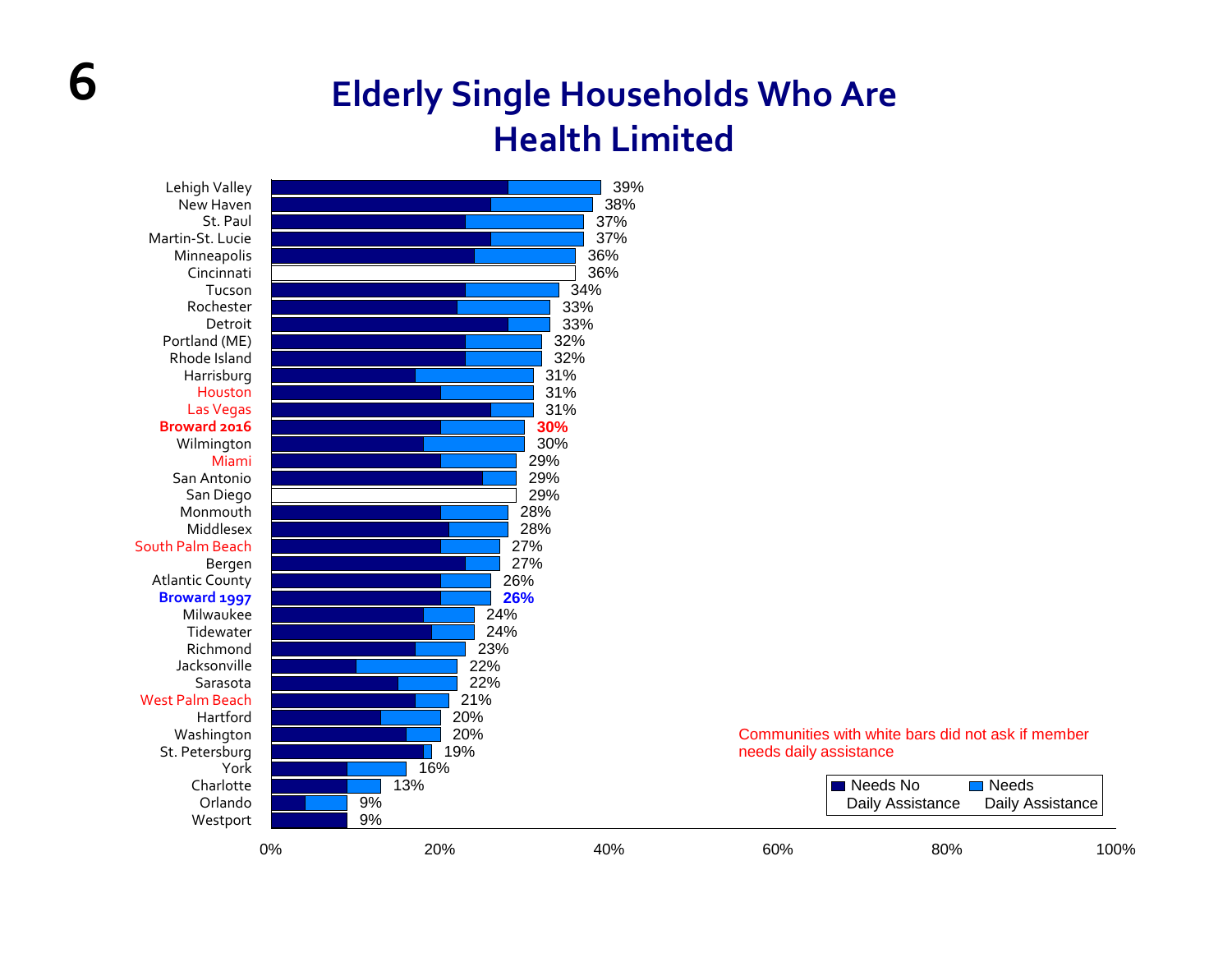# Elderly Single Households Who Are Health Limited

| Community | Total |
|---|---|
| Lehigh Valley | 39% |
| New Haven | 38% |
| St. Paul | 37% |
| Martin-St. Lucie | 37% |
| Minneapolis | 36% |
| Cincinnati | 36% |
| Tucson | 34% |
| Rochester | 33% |
| Detroit | 33% |
| Portland (ME) | 32% |
| Rhode Island | 32% |
| Harrisburg | 31% |
| Houston | 31% |
| Las Vegas | 31% |
| **Broward 2016** | **30%** |
| Wilmington | 30% |
| Miami | 29% |
| San Antonio | 29% |
| San Diego | 29% |
| Monmouth | 28% |
| Middlesex | 28% |
| South Palm Beach | 27% |
| Bergen | 27% |
| Atlantic County | 26% |
| **Broward 1997** | **26%** |
| Milwaukee | 24% |
| Tidewater | 24% |
| Richmond | 23% |
| Jacksonville | 22% |
| Sarasota | 22% |
| West Palm Beach | 21% |
| Hartford | 20% |
| Washington | 20% |
| St. Petersburg | 19% |
| York | 16% |
| Charlotte | 13% |
| Orlando | 9% |
| Westport | 9% |

Communities with white bars did not ask if member needs daily assistance

Legend: Needs No Daily Assistance; Needs Daily Assistance

0% 20% 40% 60% 80% 100%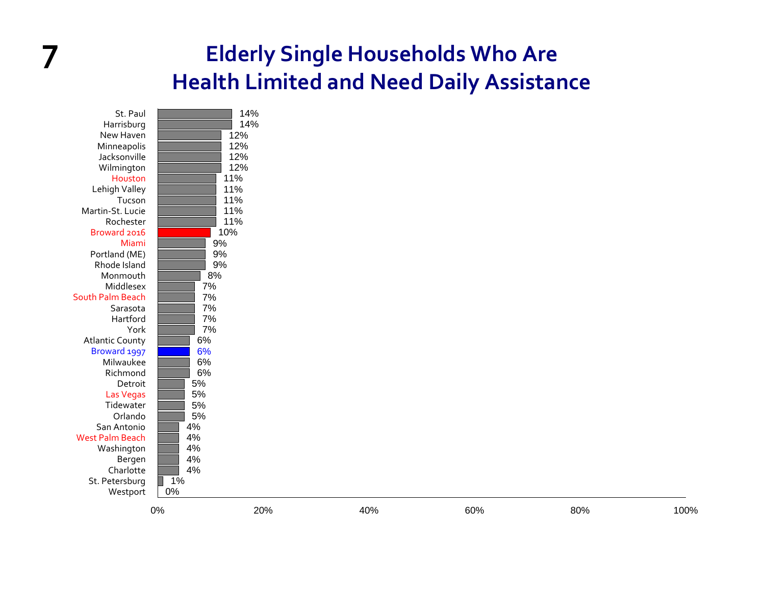# Elderly Single Households Who Are Health Limited and Need Daily Assistance

| Community | Percentage |
|---|---|
| St. Paul | 14% |
| Harrisburg | 14% |
| New Haven | 12% |
| Minneapolis | 12% |
| Jacksonville | 12% |
| Wilmington | 12% |
| Houston | 11% |
| Lehigh Valley | 11% |
| Tucson | 11% |
| Martin-St. Lucie | 11% |
| Rochester | 11% |
| Broward 2016 | 10% |
| Miami | 9% |
| Portland (ME) | 9% |
| Rhode Island | 9% |
| Monmouth | 8% |
| Middlesex | 7% |
| South Palm Beach | 7% |
| Sarasota | 7% |
| Hartford | 7% |
| York | 7% |
| Atlantic County | 6% |
| Broward 1997 | 6% |
| Milwaukee | 6% |
| Richmond | 6% |
| Detroit | 5% |
| Las Vegas | 5% |
| Tidewater | 5% |
| Orlando | 5% |
| San Antonio | 4% |
| West Palm Beach | 4% |
| Washington | 4% |
| Bergen | 4% |
| Charlotte | 4% |
| St. Petersburg | 1% |
| Westport | 0% |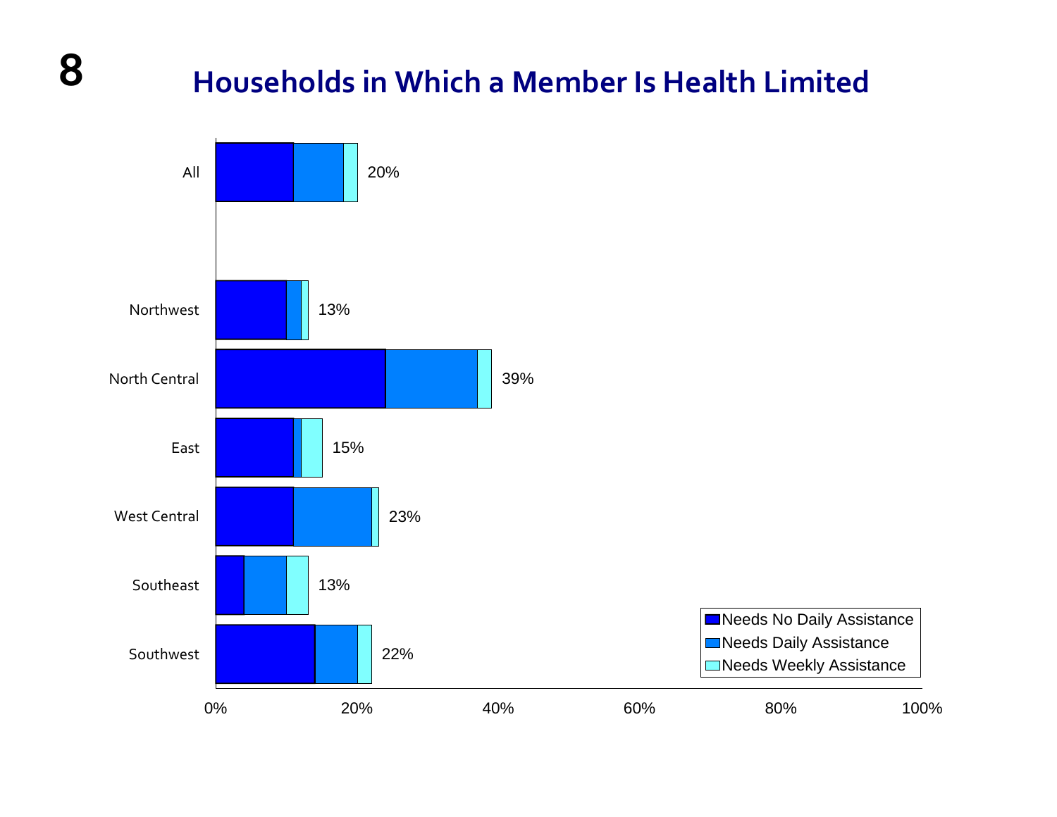# Households in Which a Member Is Health Limited

| Region | Total |
|---|---|
| All | 20% |
| Northwest | 13% |
| North Central | 39% |
| East | 15% |
| West Central | 23% |
| Southeast | 13% |
| Southwest | 22% |

Legend: Needs No Daily Assistance; Needs Daily Assistance; Needs Weekly Assistance

0% 20% 40% 60% 80% 100%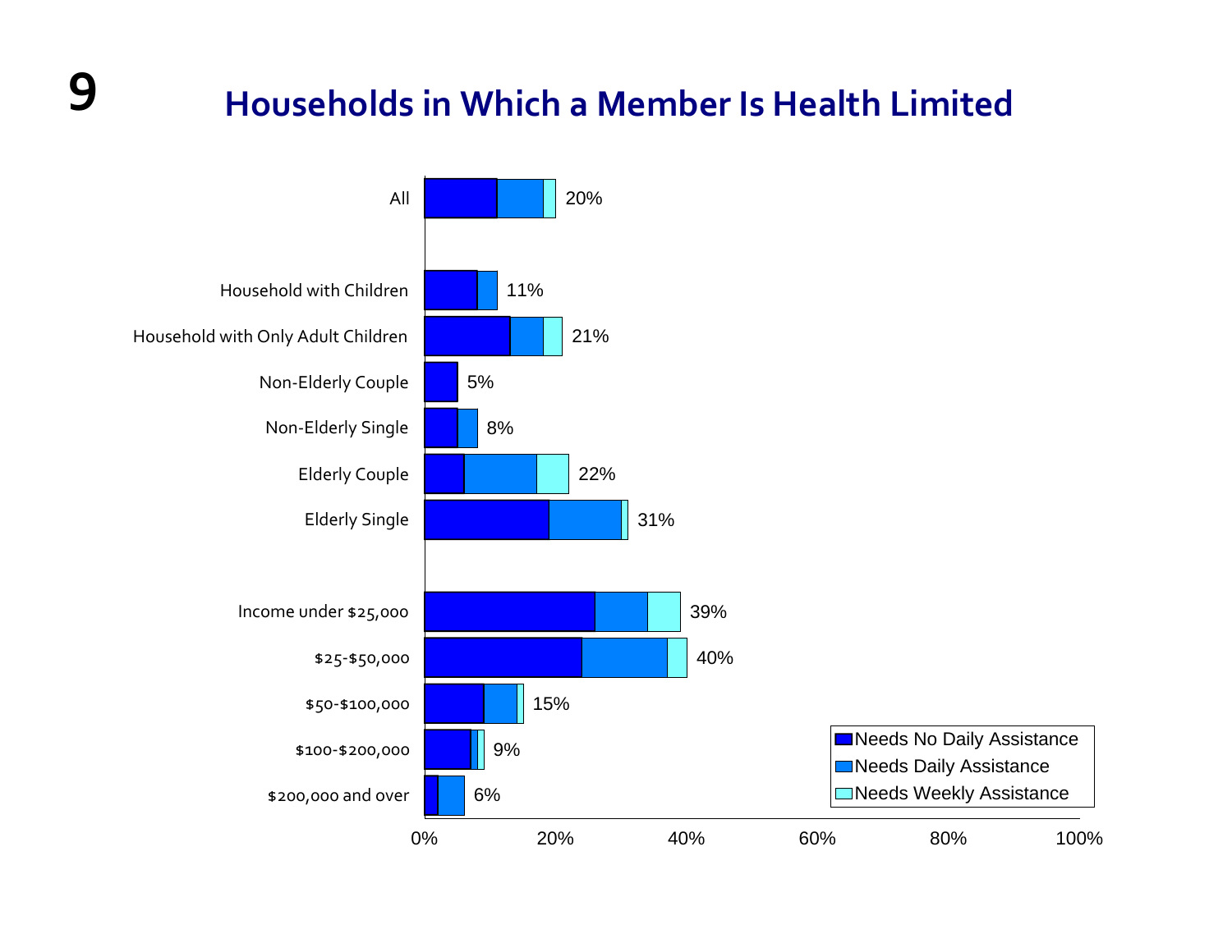# Households in Which a Member Is Health Limited

| Category | Total |
| --- | --- |
| All | 20% |
| Household with Children | 11% |
| Household with Only Adult Children | 21% |
| Non-Elderly Couple | 5% |
| Non-Elderly Single | 8% |
| Elderly Couple | 22% |
| Elderly Single | 31% |
| Income under $25,000 | 39% |
| $25-$50,000 | 40% |
| $50-$100,000 | 15% |
| $100-$200,000 | 9% |
| $200,000 and over | 6% |

Legend: Needs No Daily Assistance; Needs Daily Assistance; Needs Weekly Assistance

0% 20% 40% 60% 80% 100%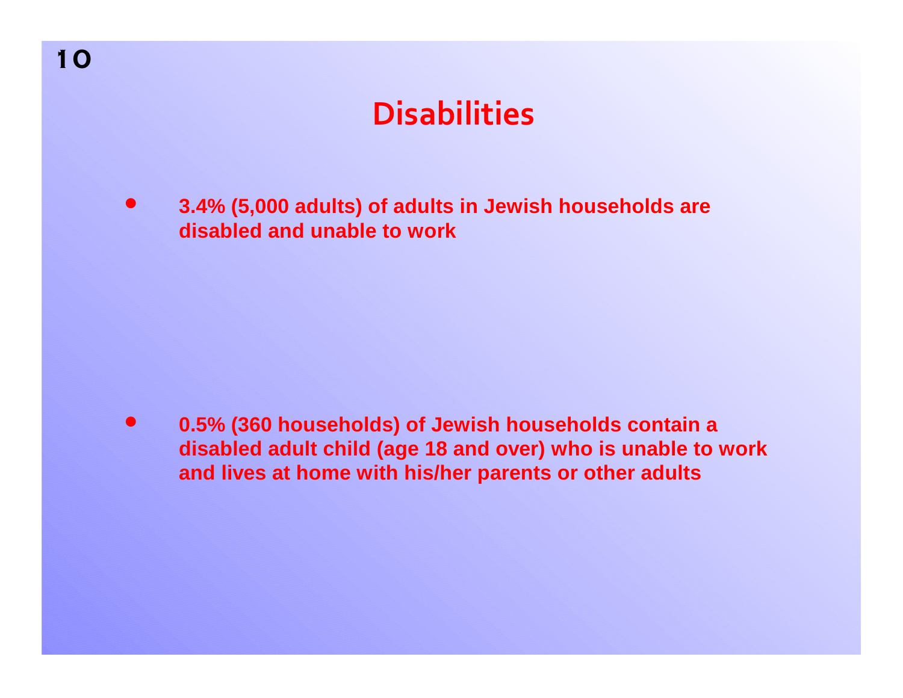# Disabilities

- **3.4% (5,000 adults) of adults in Jewish households are disabled and unable to work**

- **0.5% (360 households) of Jewish households contain a disabled adult child (age 18 and over) who is unable to work and lives at home with his/her parents or other adults**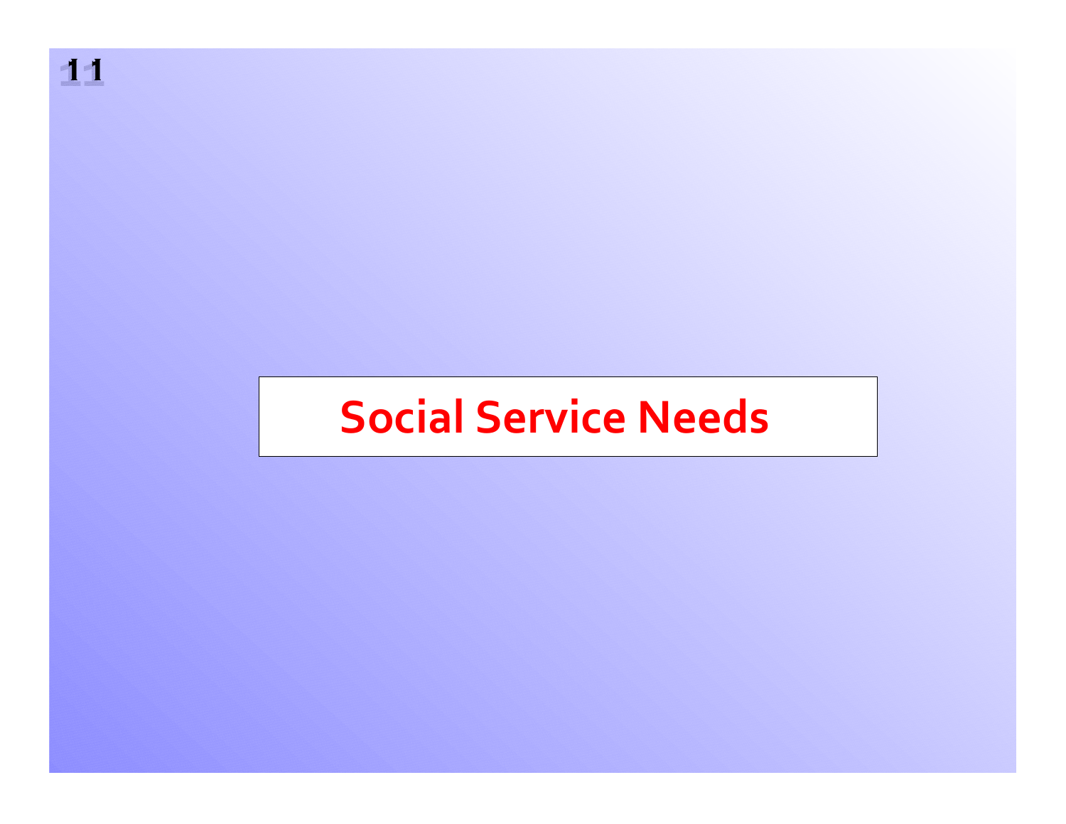# Social Service Needs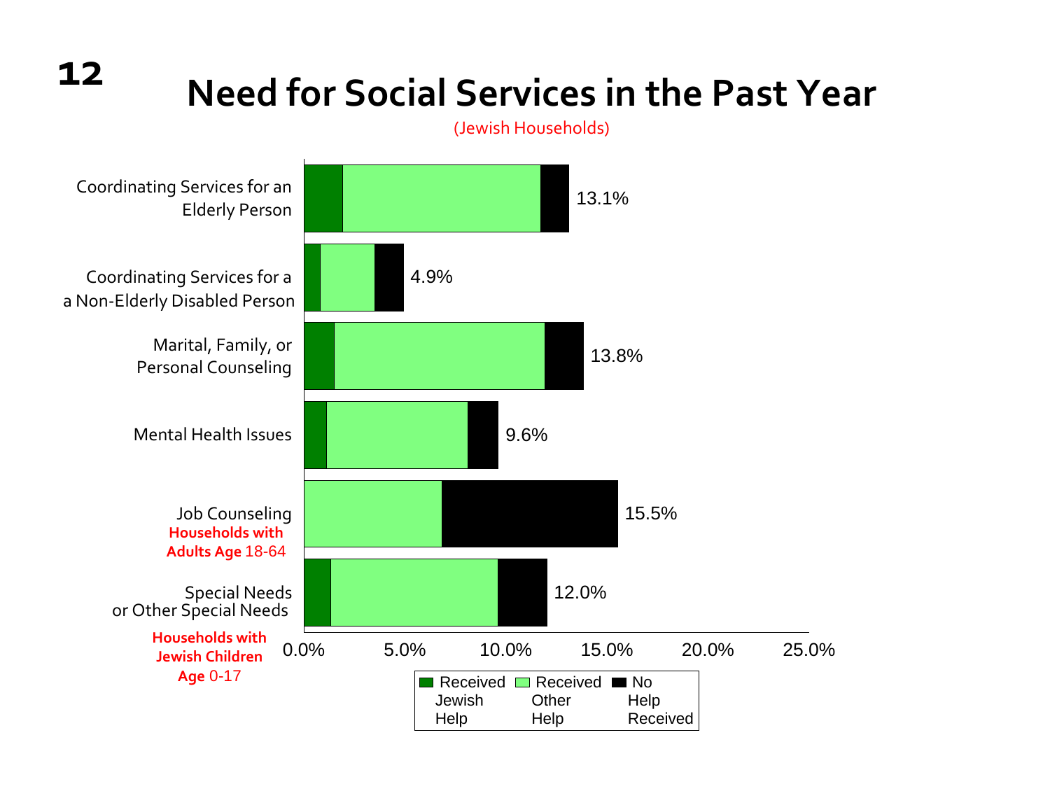# Need for Social Services in the Past Year

(Jewish Households)

| Service | Total Need |
|---|---|
| Coordinating Services for an Elderly Person | 13.1% |
| Coordinating Services for a a Non-Elderly Disabled Person | 4.9% |
| Marital, Family, or Personal Counseling | 13.8% |
| Mental Health Issues | 9.6% |
| Job Counseling (Households with Adults Age 18-64) | 15.5% |
| Special Needs or Other Special Needs (Households with Jewish Children Age 0-17) | 12.0% |

Legend: Received Jewish Help; Received Other Help; No Help Received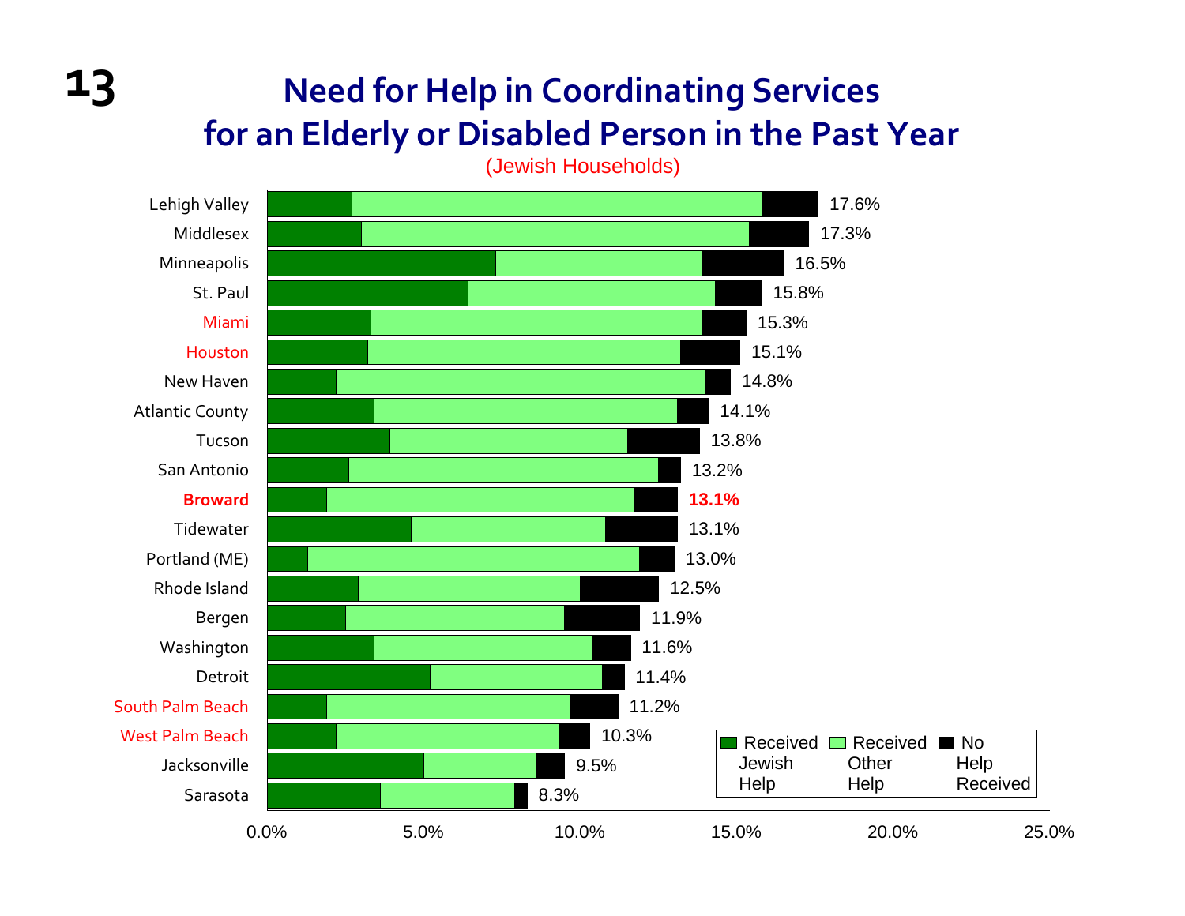# Need for Help in Coordinating Services for an Elderly or Disabled Person in the Past Year

(Jewish Households)

| Community | Total |
|---|---|
| Lehigh Valley | 17.6% |
| Middlesex | 17.3% |
| Minneapolis | 16.5% |
| St. Paul | 15.8% |
| Miami | 15.3% |
| Houston | 15.1% |
| New Haven | 14.8% |
| Atlantic County | 14.1% |
| Tucson | 13.8% |
| San Antonio | 13.2% |
| **Broward** | **13.1%** |
| Tidewater | 13.1% |
| Portland (ME) | 13.0% |
| Rhode Island | 12.5% |
| Bergen | 11.9% |
| Washington | 11.6% |
| Detroit | 11.4% |
| South Palm Beach | 11.2% |
| West Palm Beach | 10.3% |
| Jacksonville | 9.5% |
| Sarasota | 8.3% |

Legend: Received Jewish Help; Received Other Help; No Help Received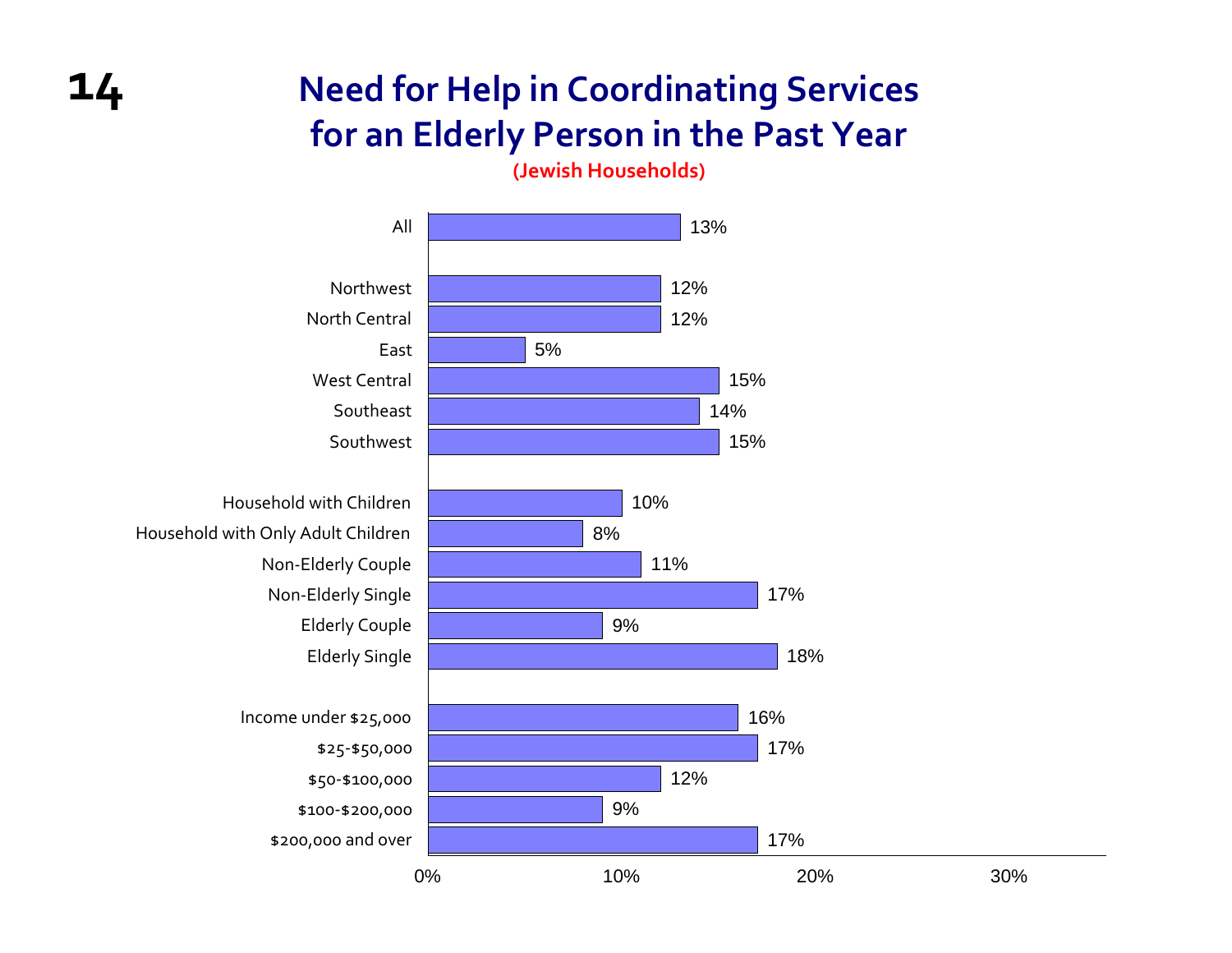# Need for Help in Coordinating Services for an Elderly Person in the Past Year

**(Jewish Households)**

| Category | Percent |
|---|---|
| All | 13% |
| Northwest | 12% |
| North Central | 12% |
| East | 5% |
| West Central | 15% |
| Southeast | 14% |
| Southwest | 15% |
| Household with Children | 10% |
| Household with Only Adult Children | 8% |
| Non-Elderly Couple | 11% |
| Non-Elderly Single | 17% |
| Elderly Couple | 9% |
| Elderly Single | 18% |
| Income under $25,000 | 16% |
| $25-$50,000 | 17% |
| $50-$100,000 | 12% |
| $100-$200,000 | 9% |
| $200,000 and over | 17% |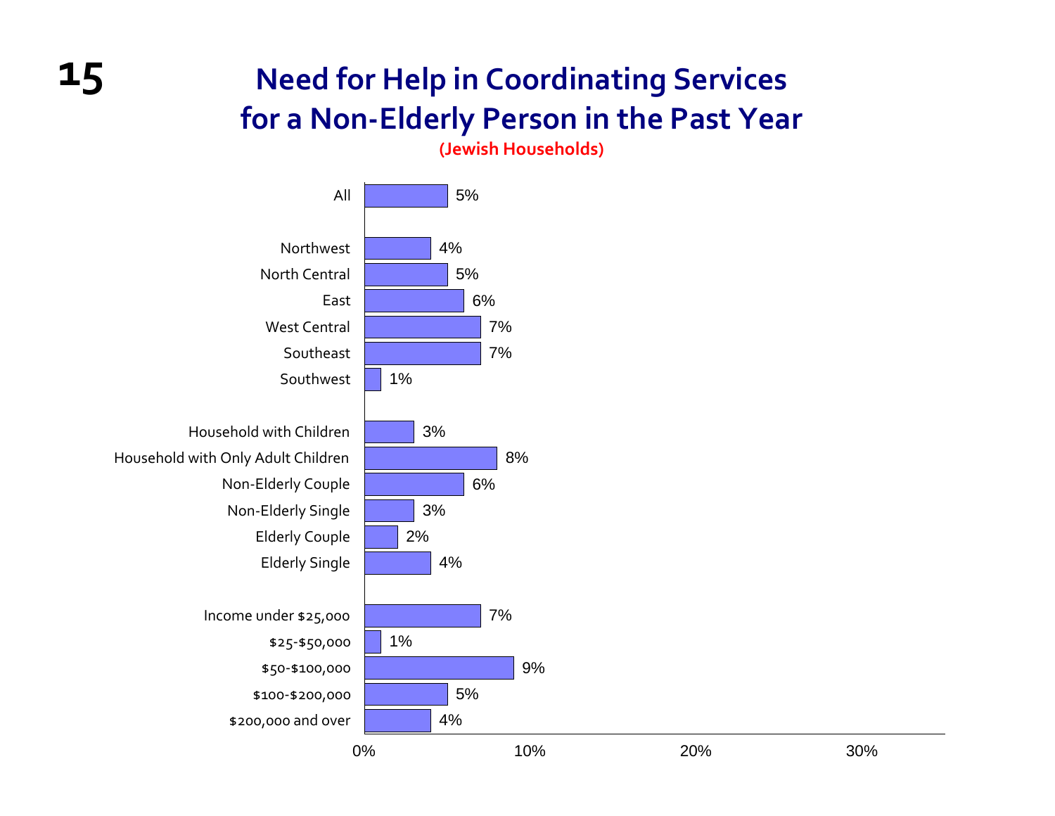# Need for Help in Coordinating Services for a Non-Elderly Person in the Past Year

**(Jewish Households)**

| Category | Percent |
|---|---|
| All | 5% |
| Northwest | 4% |
| North Central | 5% |
| East | 6% |
| West Central | 7% |
| Southeast | 7% |
| Southwest | 1% |
| Household with Children | 3% |
| Household with Only Adult Children | 8% |
| Non-Elderly Couple | 6% |
| Non-Elderly Single | 3% |
| Elderly Couple | 2% |
| Elderly Single | 4% |
| Income under $25,000 | 7% |
| $25-$50,000 | 1% |
| $50-$100,000 | 9% |
| $100-$200,000 | 5% |
| $200,000 and over | 4% |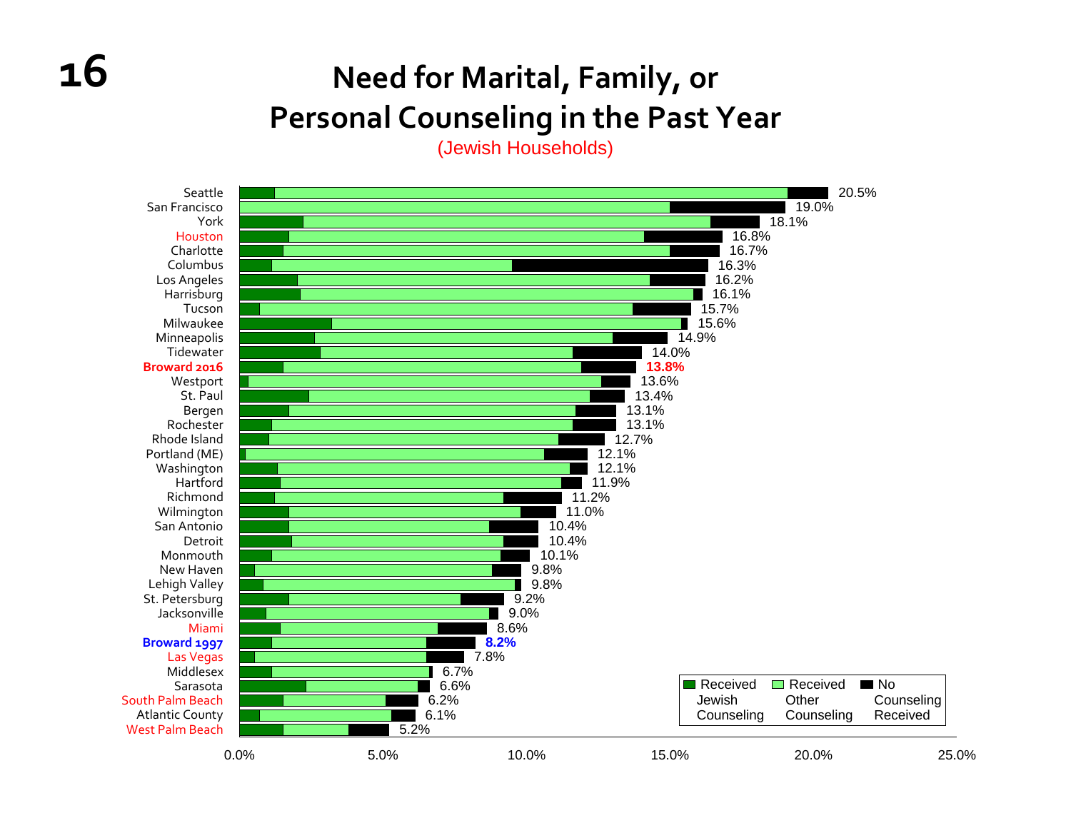# Need for Marital, Family, or Personal Counseling in the Past Year

(Jewish Households)

| Community | Total |
|---|---|
| Seattle | 20.5% |
| San Francisco | 19.0% |
| York | 18.1% |
| Houston | 16.8% |
| Charlotte | 16.7% |
| Columbus | 16.3% |
| Los Angeles | 16.2% |
| Harrisburg | 16.1% |
| Tucson | 15.7% |
| Milwaukee | 15.6% |
| Minneapolis | 14.9% |
| Tidewater | 14.0% |
| **Broward 2016** | **13.8%** |
| Westport | 13.6% |
| St. Paul | 13.4% |
| Bergen | 13.1% |
| Rochester | 13.1% |
| Rhode Island | 12.7% |
| Portland (ME) | 12.1% |
| Washington | 12.1% |
| Hartford | 11.9% |
| Richmond | 11.2% |
| Wilmington | 11.0% |
| San Antonio | 10.4% |
| Detroit | 10.4% |
| Monmouth | 10.1% |
| New Haven | 9.8% |
| Lehigh Valley | 9.8% |
| St. Petersburg | 9.2% |
| Jacksonville | 9.0% |
| Miami | 8.6% |
| **Broward 1997** | **8.2%** |
| Las Vegas | 7.8% |
| Middlesex | 6.7% |
| Sarasota | 6.6% |
| South Palm Beach | 6.2% |
| Atlantic County | 6.1% |
| West Palm Beach | 5.2% |

Legend: Received Jewish Counseling; Received Other Counseling; No Counseling Received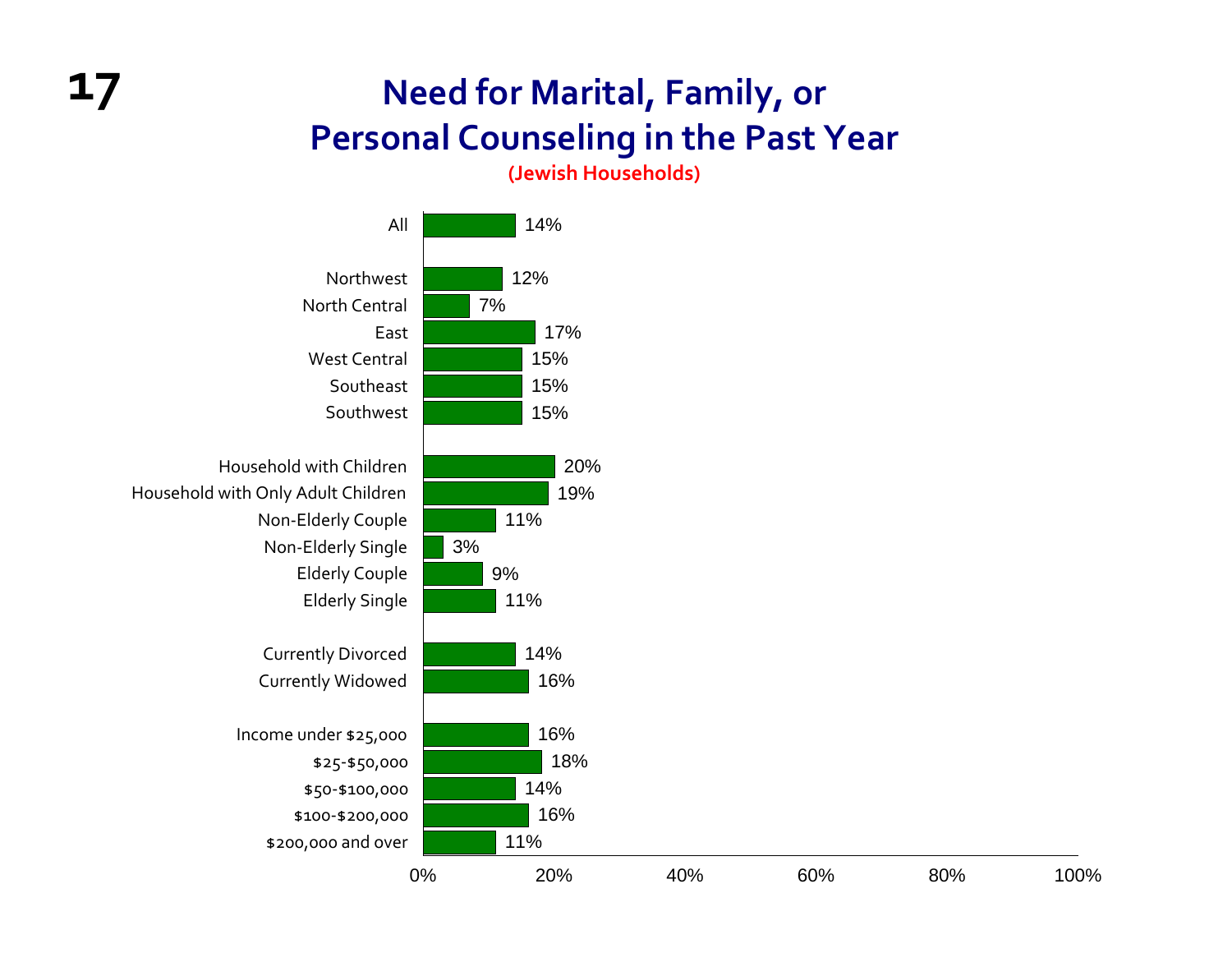# Need for Marital, Family, or Personal Counseling in the Past Year

**(Jewish Households)**

| Category | Percentage |
|---|---|
| All | 14% |
| Northwest | 12% |
| North Central | 7% |
| East | 17% |
| West Central | 15% |
| Southeast | 15% |
| Southwest | 15% |
| Household with Children | 20% |
| Household with Only Adult Children | 19% |
| Non-Elderly Couple | 11% |
| Non-Elderly Single | 3% |
| Elderly Couple | 9% |
| Elderly Single | 11% |
| Currently Divorced | 14% |
| Currently Widowed | 16% |
| Income under $25,000 | 16% |
| $25-$50,000 | 18% |
| $50-$100,000 | 14% |
| $100-$200,000 | 16% |
| $200,000 and over | 11% |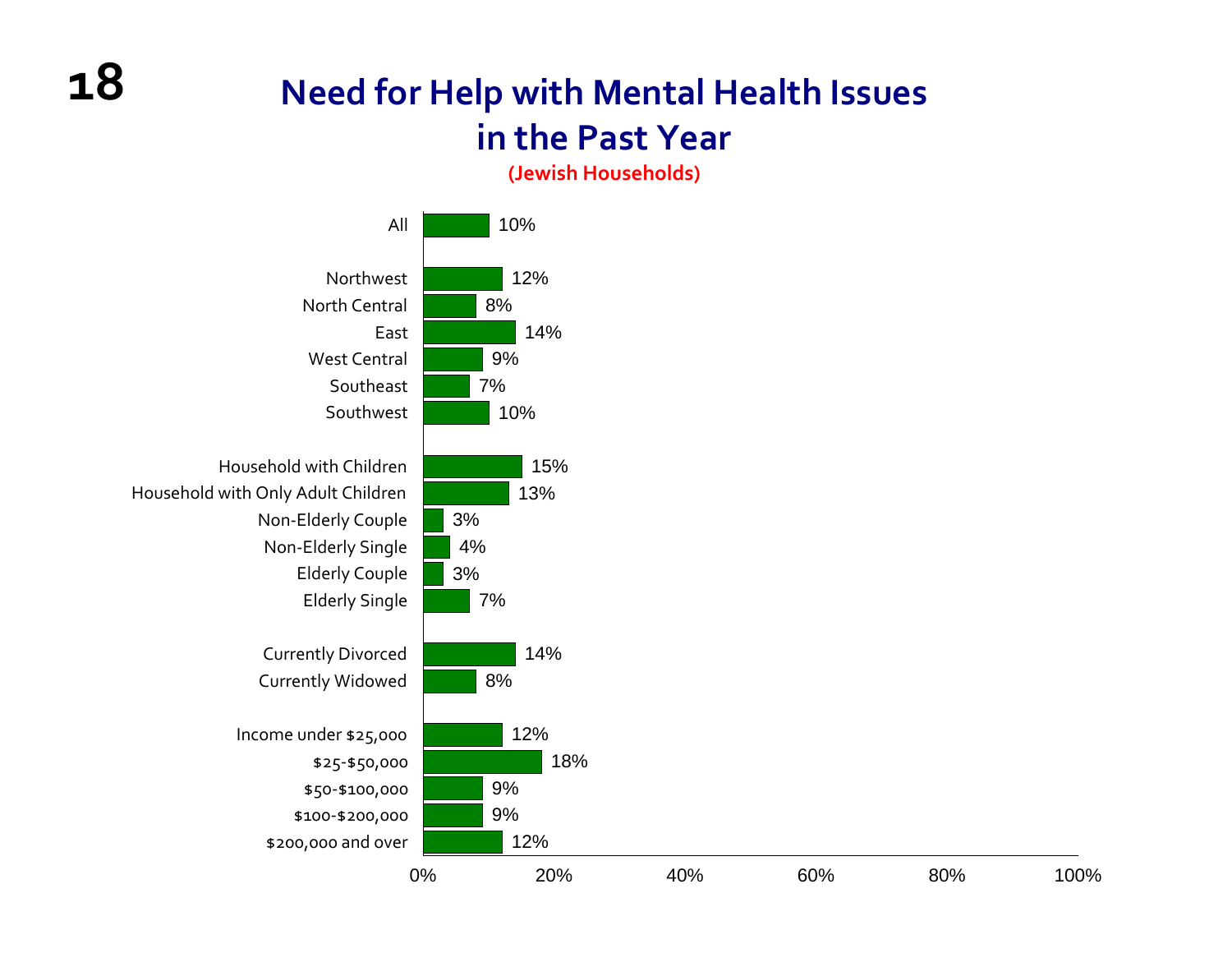# Need for Help with Mental Health Issues in the Past Year

**(Jewish Households)**

| Category | Percentage |
|---|---|
| All | 10% |
| Northwest | 12% |
| North Central | 8% |
| East | 14% |
| West Central | 9% |
| Southeast | 7% |
| Southwest | 10% |
| Household with Children | 15% |
| Household with Only Adult Children | 13% |
| Non-Elderly Couple | 3% |
| Non-Elderly Single | 4% |
| Elderly Couple | 3% |
| Elderly Single | 7% |
| Currently Divorced | 14% |
| Currently Widowed | 8% |
| Income under $25,000 | 12% |
| $25-$50,000 | 18% |
| $50-$100,000 | 9% |
| $100-$200,000 | 9% |
| $200,000 and over | 12% |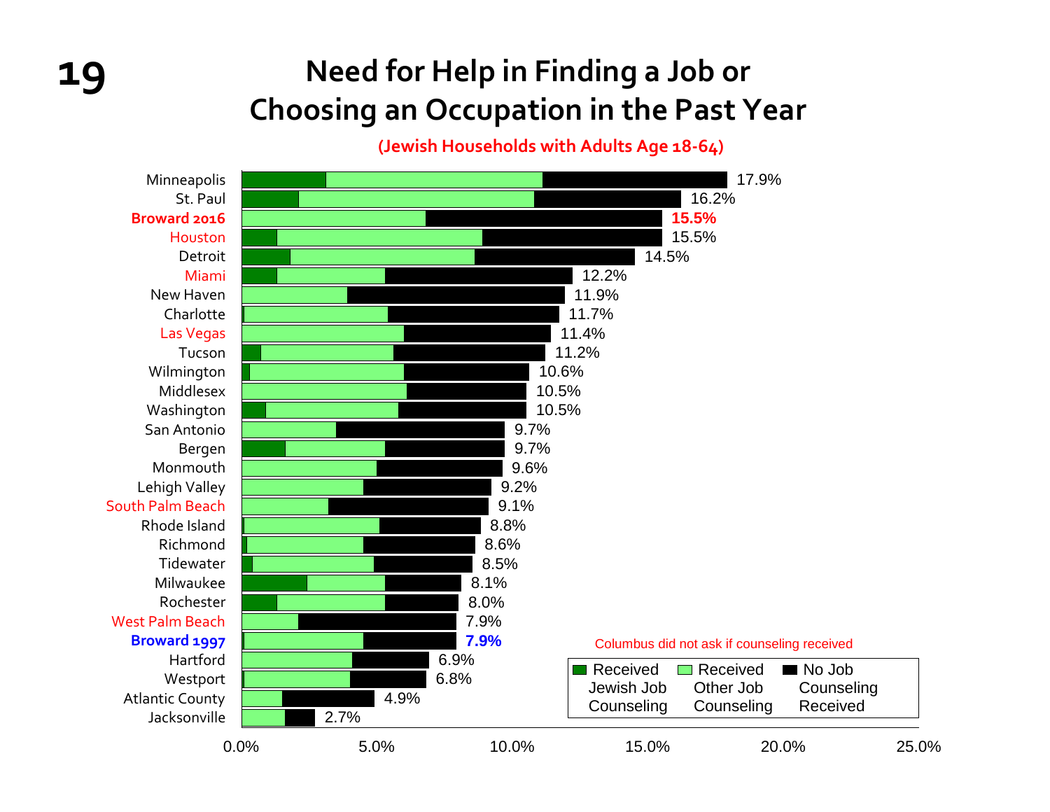# Need for Help in Finding a Job or Choosing an Occupation in the Past Year

**(Jewish Households with Adults Age 18-64)**

| Community | Total |
|---|---|
| Minneapolis | 17.9% |
| St. Paul | 16.2% |
| **Broward 2016** | **15.5%** |
| Houston | 15.5% |
| Detroit | 14.5% |
| Miami | 12.2% |
| New Haven | 11.9% |
| Charlotte | 11.7% |
| Las Vegas | 11.4% |
| Tucson | 11.2% |
| Wilmington | 10.6% |
| Middlesex | 10.5% |
| Washington | 10.5% |
| San Antonio | 9.7% |
| Bergen | 9.7% |
| Monmouth | 9.6% |
| Lehigh Valley | 9.2% |
| South Palm Beach | 9.1% |
| Rhode Island | 8.8% |
| Richmond | 8.6% |
| Tidewater | 8.5% |
| Milwaukee | 8.1% |
| Rochester | 8.0% |
| West Palm Beach | 7.9% |
| **Broward 1997** | **7.9%** |
| Hartford | 6.9% |
| Westport | 6.8% |
| Atlantic County | 4.9% |
| Jacksonville | 2.7% |

Legend: Received Jewish Job Counseling; Received Other Job Counseling; No Job Counseling Received

Columbus did not ask if counseling received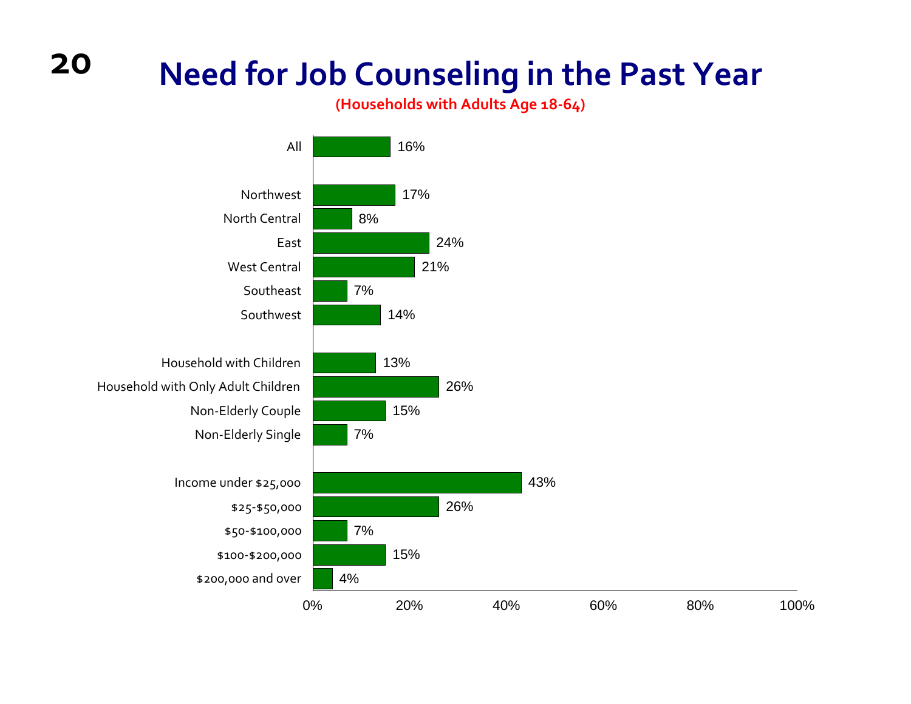# Need for Job Counseling in the Past Year

**(Households with Adults Age 18-64)**

| Category | Percent |
|---|---|
| All | 16% |
| Northwest | 17% |
| North Central | 8% |
| East | 24% |
| West Central | 21% |
| Southeast | 7% |
| Southwest | 14% |
| Household with Children | 13% |
| Household with Only Adult Children | 26% |
| Non-Elderly Couple | 15% |
| Non-Elderly Single | 7% |
| Income under $25,000 | 43% |
| $25-$50,000 | 26% |
| $50-$100,000 | 7% |
| $100-$200,000 | 15% |
| $200,000 and over | 4% |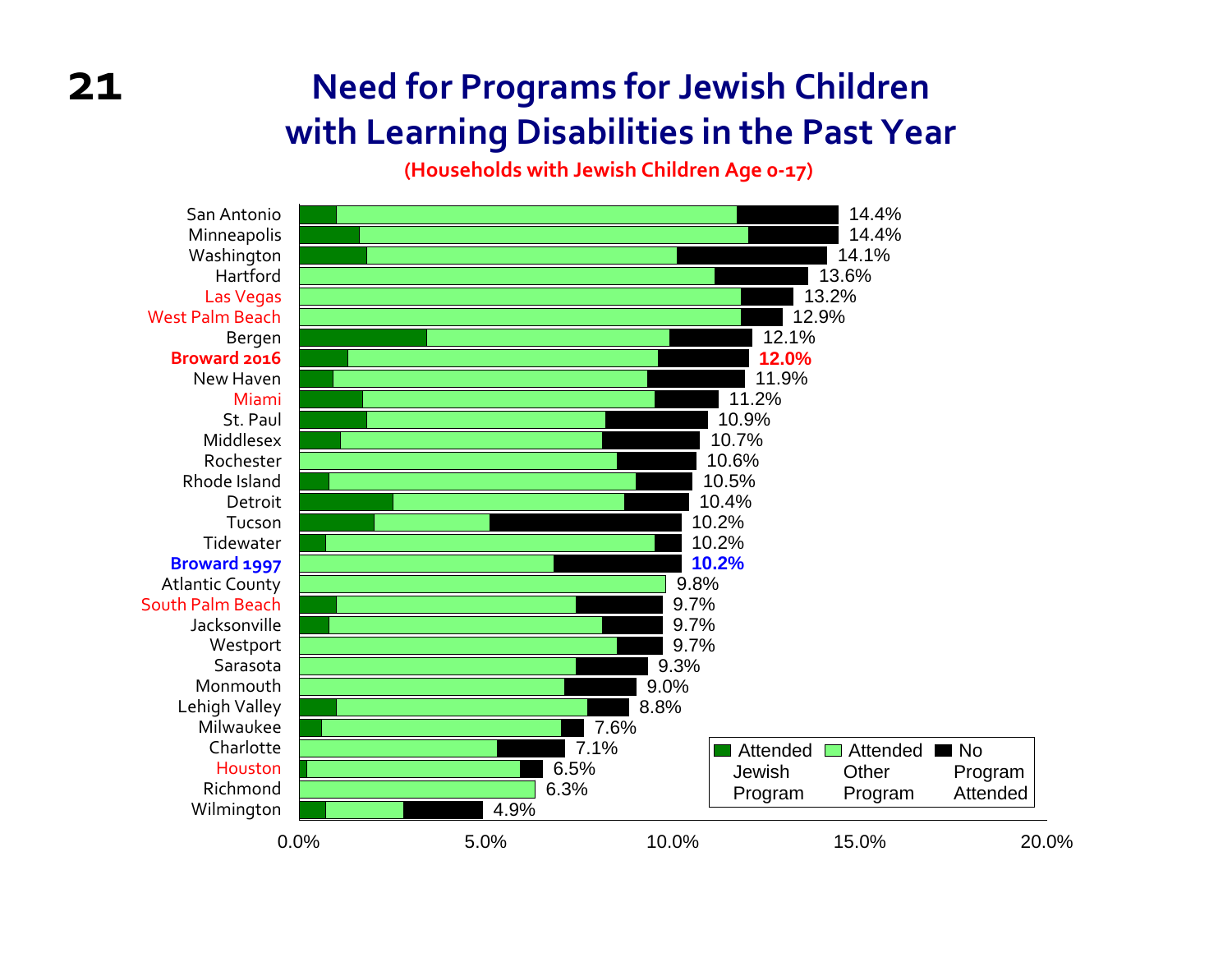# Need for Programs for Jewish Children with Learning Disabilities in the Past Year

**(Households with Jewish Children Age 0-17)**

| Community | Total |
|---|---|
| San Antonio | 14.4% |
| Minneapolis | 14.4% |
| Washington | 14.1% |
| Hartford | 13.6% |
| Las Vegas | 13.2% |
| West Palm Beach | 12.9% |
| Bergen | 12.1% |
| **Broward 2016** | **12.0%** |
| New Haven | 11.9% |
| Miami | 11.2% |
| St. Paul | 10.9% |
| Middlesex | 10.7% |
| Rochester | 10.6% |
| Rhode Island | 10.5% |
| Detroit | 10.4% |
| Tucson | 10.2% |
| Tidewater | 10.2% |
| **Broward 1997** | **10.2%** |
| Atlantic County | 9.8% |
| South Palm Beach | 9.7% |
| Jacksonville | 9.7% |
| Westport | 9.7% |
| Sarasota | 9.3% |
| Monmouth | 9.0% |
| Lehigh Valley | 8.8% |
| Milwaukee | 7.6% |
| Charlotte | 7.1% |
| Houston | 6.5% |
| Richmond | 6.3% |
| Wilmington | 4.9% |

Legend: Attended Jewish Program; Attended Other Program; No Program Attended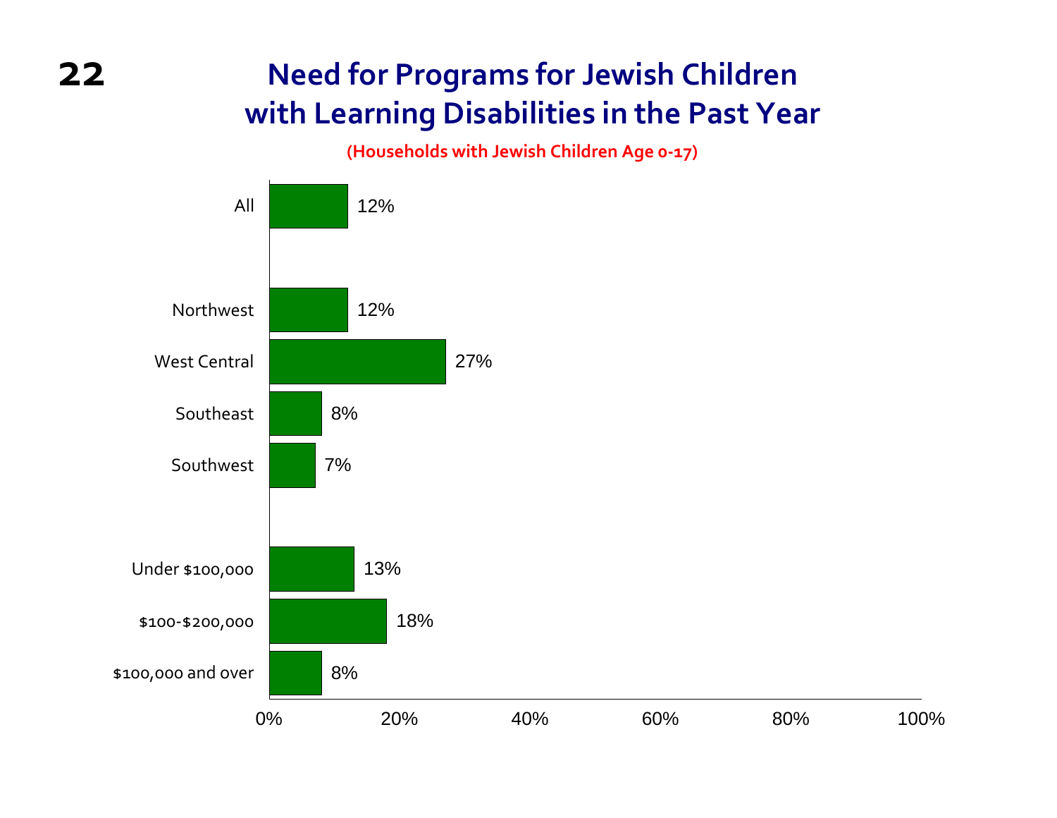# Need for Programs for Jewish Children with Learning Disabilities in the Past Year

**(Households with Jewish Children Age 0-17)**

| Group | Percent |
|---|---|
| All | 12% |
| Northwest | 12% |
| West Central | 27% |
| Southeast | 8% |
| Southwest | 7% |
| Under $100,000 | 13% |
| $100-$200,000 | 18% |
| $100,000 and over | 8% |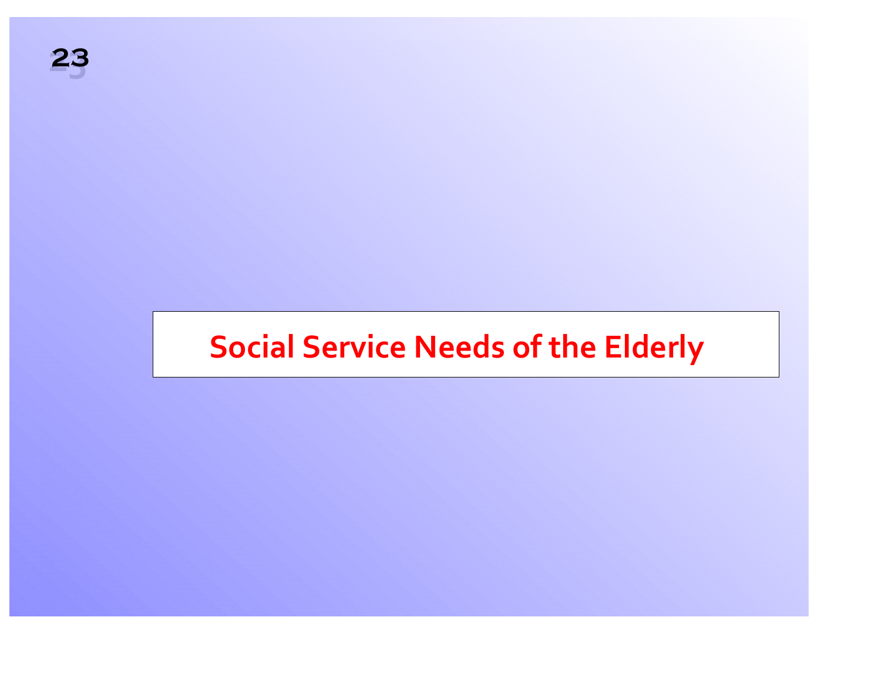# Social Service Needs of the Elderly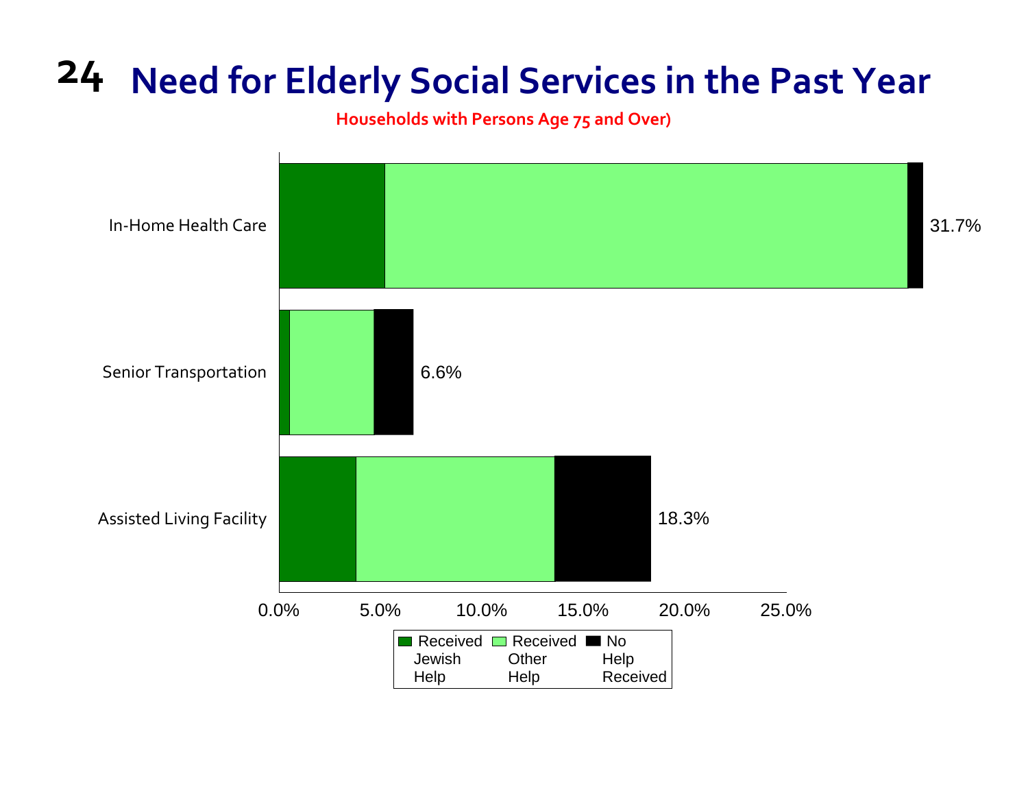# 24 Need for Elderly Social Services in the Past Year

Households with Persons Age 75 and Over)

| | Total |
|---|---|
| In-Home Health Care | 31.7% |
| Senior Transportation | 6.6% |
| Assisted Living Facility | 18.3% |

Legend: Received Jewish Help; Received Other Help; No Help Received

0.0% 5.0% 10.0% 15.0% 20.0% 25.0%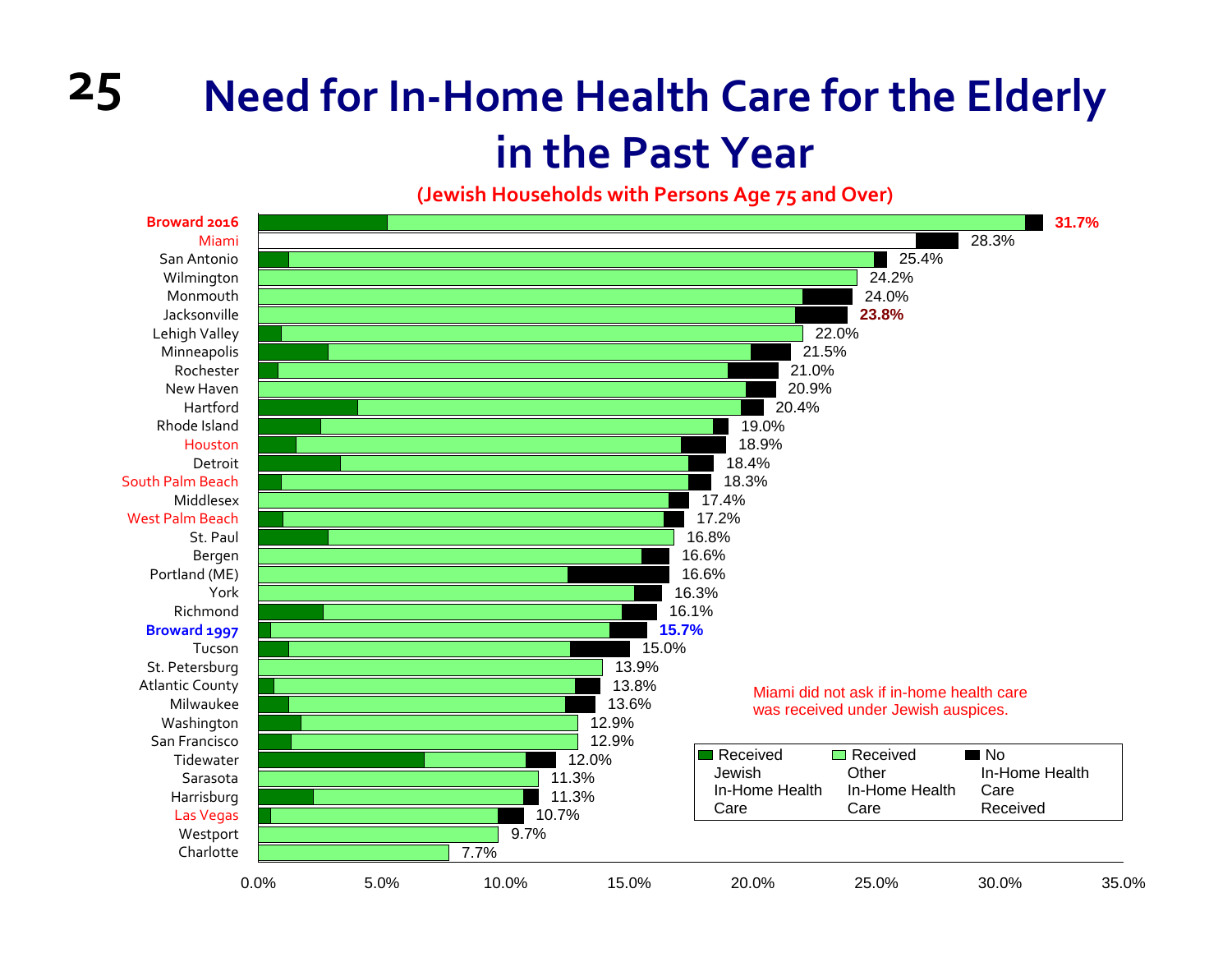# Need for In-Home Health Care for the Elderly in the Past Year

**(Jewish Households with Persons Age 75 and Over)**

| Community | Total |
|---|---|
| Broward 2016 | 31.7% |
| Miami | 28.3% |
| San Antonio | 25.4% |
| Wilmington | 24.2% |
| Monmouth | 24.0% |
| Jacksonville | 23.8% |
| Lehigh Valley | 22.0% |
| Minneapolis | 21.5% |
| Rochester | 21.0% |
| New Haven | 20.9% |
| Hartford | 20.4% |
| Rhode Island | 19.0% |
| Houston | 18.9% |
| Detroit | 18.4% |
| South Palm Beach | 18.3% |
| Middlesex | 17.4% |
| West Palm Beach | 17.2% |
| St. Paul | 16.8% |
| Bergen | 16.6% |
| Portland (ME) | 16.6% |
| York | 16.3% |
| Richmond | 16.1% |
| Broward 1997 | 15.7% |
| Tucson | 15.0% |
| St. Petersburg | 13.9% |
| Atlantic County | 13.8% |
| Milwaukee | 13.6% |
| Washington | 12.9% |
| San Francisco | 12.9% |
| Tidewater | 12.0% |
| Sarasota | 11.3% |
| Harrisburg | 11.3% |
| Las Vegas | 10.7% |
| Westport | 9.7% |
| Charlotte | 7.7% |

Legend: Received Jewish In-Home Health Care; Received Other In-Home Health Care; No In-Home Health Care Received

Miami did not ask if in-home health care was received under Jewish auspices.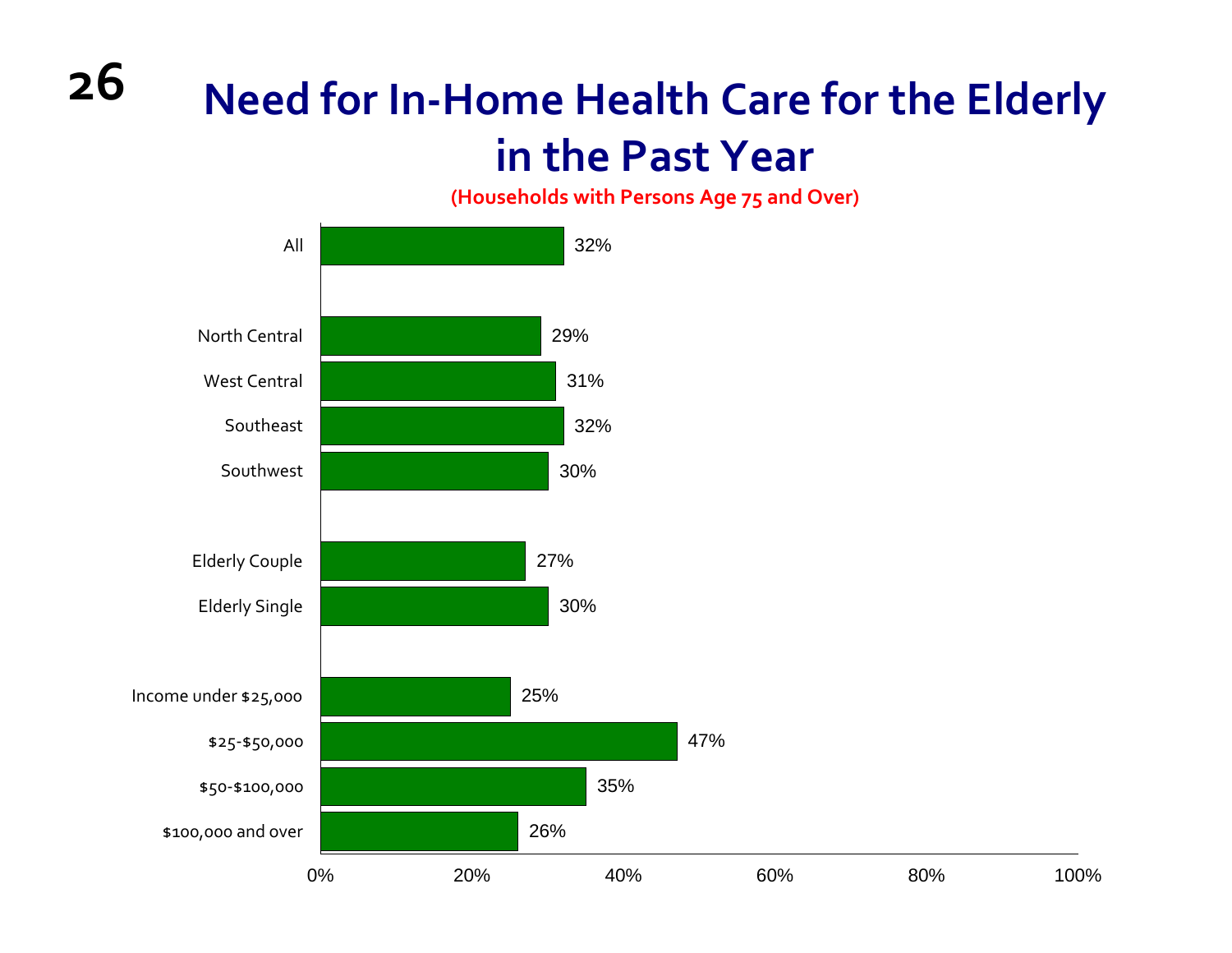# Need for In-Home Health Care for the Elderly in the Past Year

**(Households with Persons Age 75 and Over)**

| Category | Percent |
|---|---|
| All | 32% |
| North Central | 29% |
| West Central | 31% |
| Southeast | 32% |
| Southwest | 30% |
| Elderly Couple | 27% |
| Elderly Single | 30% |
| Income under $25,000 | 25% |
| $25-$50,000 | 47% |
| $50-$100,000 | 35% |
| $100,000 and over | 26% |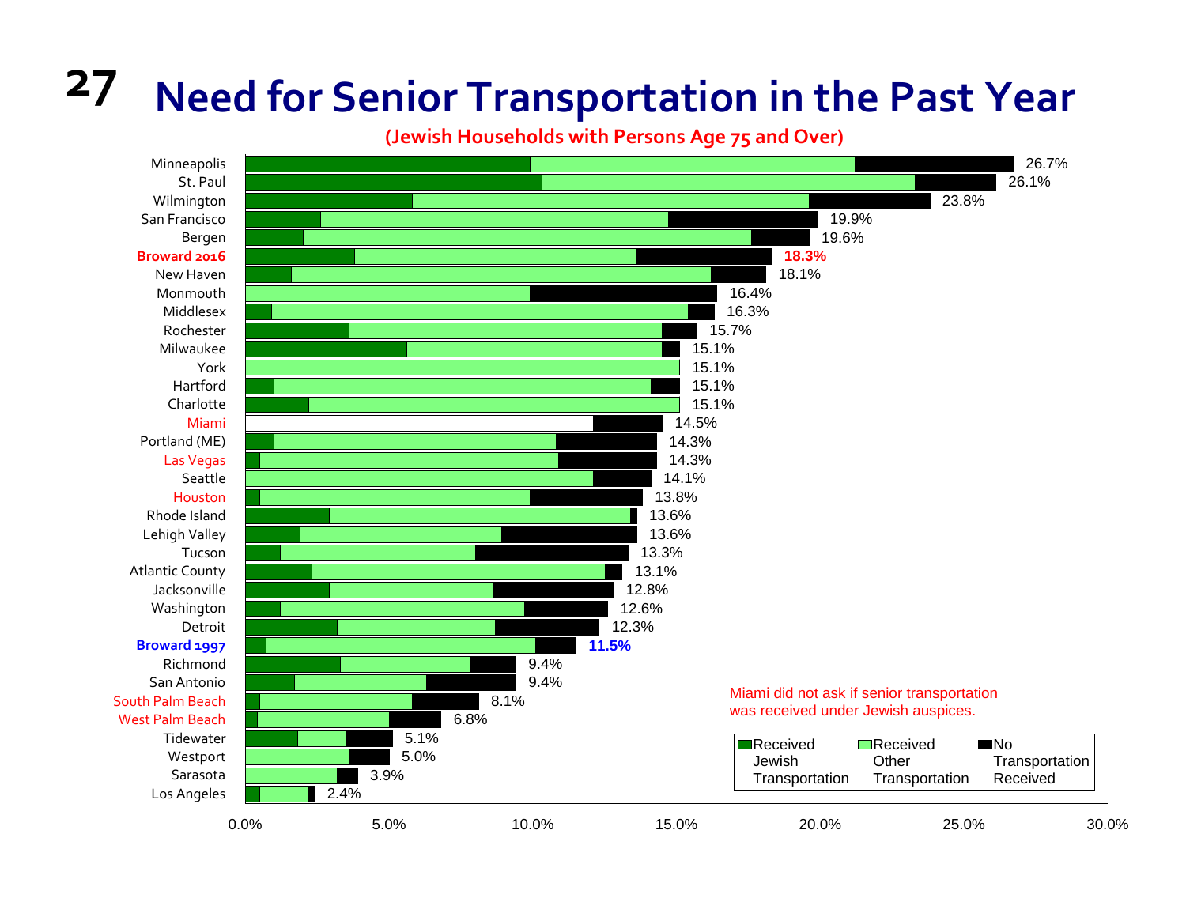# Need for Senior Transportation in the Past Year

**(Jewish Households with Persons Age 75 and Over)**

| Community | Total |
|---|---|
| Minneapolis | 26.7% |
| St. Paul | 26.1% |
| Wilmington | 23.8% |
| San Francisco | 19.9% |
| Bergen | 19.6% |
| **Broward 2016** | **18.3%** |
| New Haven | 18.1% |
| Monmouth | 16.4% |
| Middlesex | 16.3% |
| Rochester | 15.7% |
| Milwaukee | 15.1% |
| York | 15.1% |
| Hartford | 15.1% |
| Charlotte | 15.1% |
| Miami | 14.5% |
| Portland (ME) | 14.3% |
| Las Vegas | 14.3% |
| Seattle | 14.1% |
| Houston | 13.8% |
| Rhode Island | 13.6% |
| Lehigh Valley | 13.6% |
| Tucson | 13.3% |
| Atlantic County | 13.1% |
| Jacksonville | 12.8% |
| Washington | 12.6% |
| Detroit | 12.3% |
| **Broward 1997** | **11.5%** |
| Richmond | 9.4% |
| San Antonio | 9.4% |
| South Palm Beach | 8.1% |
| West Palm Beach | 6.8% |
| Tidewater | 5.1% |
| Westport | 5.0% |
| Sarasota | 3.9% |
| Los Angeles | 2.4% |

Legend: Received Jewish Transportation; Received Other Transportation; No Transportation Received

Miami did not ask if senior transportation was received under Jewish auspices.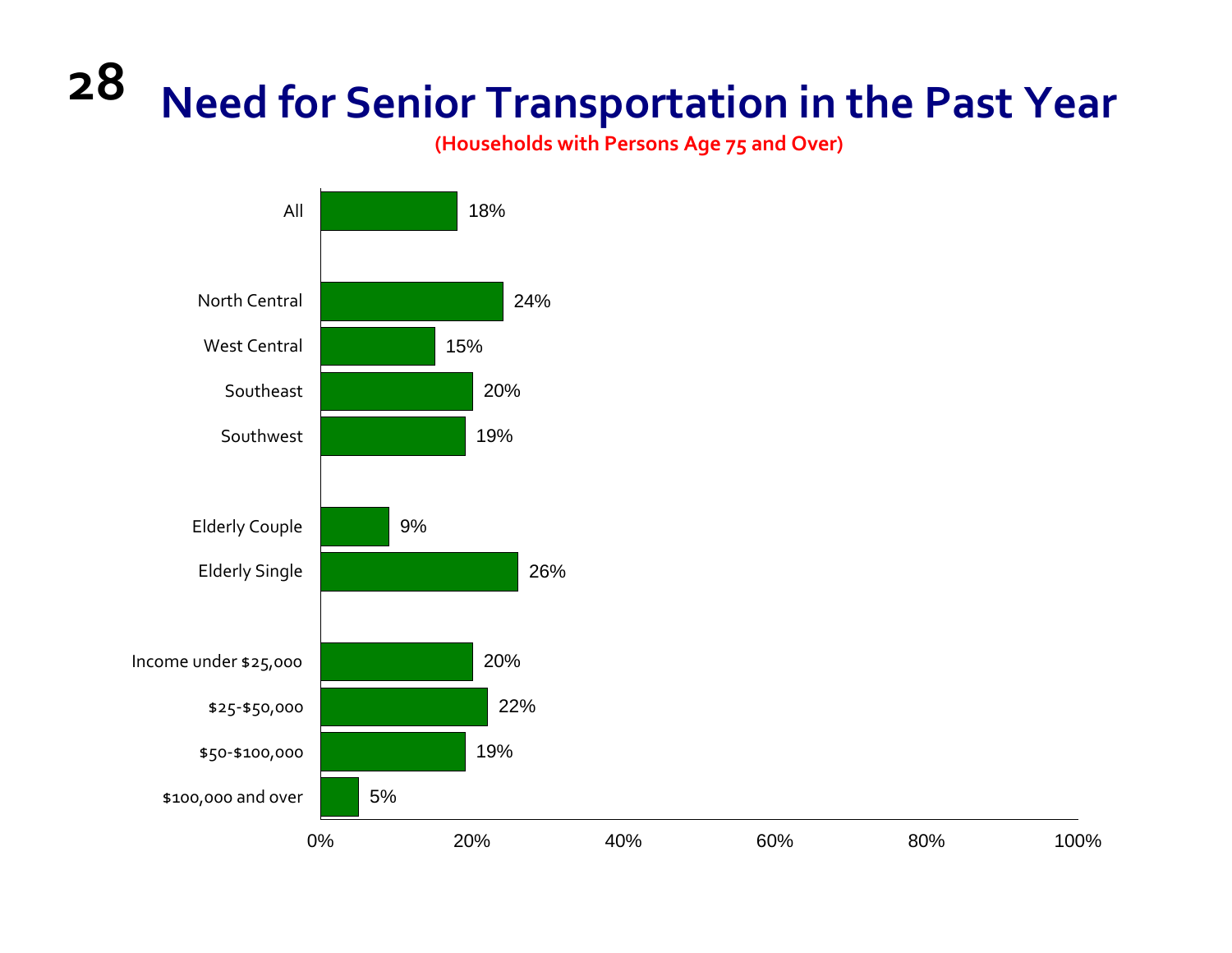# Need for Senior Transportation in the Past Year

**(Households with Persons Age 75 and Over)**

| Category | Percent |
|---|---|
| All | 18% |
| North Central | 24% |
| West Central | 15% |
| Southeast | 20% |
| Southwest | 19% |
| Elderly Couple | 9% |
| Elderly Single | 26% |
| Income under $25,000 | 20% |
| $25-$50,000 | 22% |
| $50-$100,000 | 19% |
| $100,000 and over | 5% |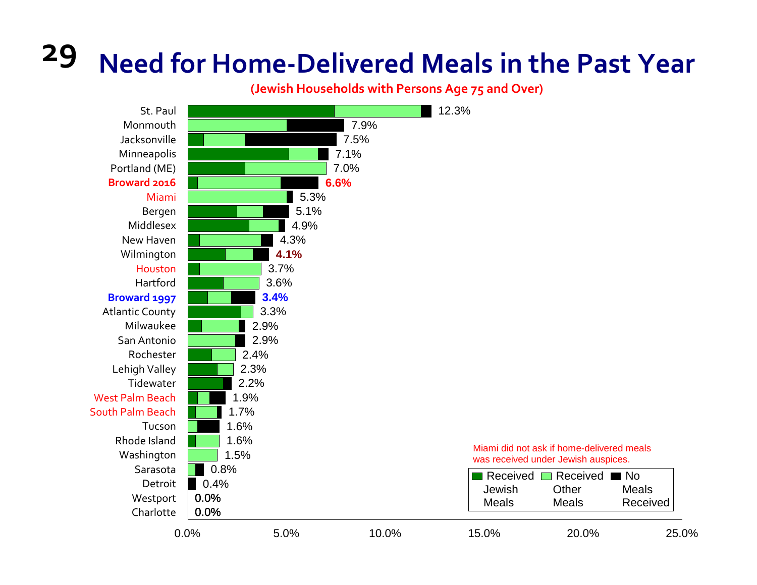# 29 Need for Home-Delivered Meals in the Past Year

**(Jewish Households with Persons Age 75 and Over)**

| Community | Total |
|---|---|
| St. Paul | 12.3% |
| Monmouth | 7.9% |
| Jacksonville | 7.5% |
| Minneapolis | 7.1% |
| Portland (ME) | 7.0% |
| **Broward 2016** | **6.6%** |
| Miami | 5.3% |
| Bergen | 5.1% |
| Middlesex | 4.9% |
| New Haven | 4.3% |
| Wilmington | **4.1%** |
| Houston | 3.7% |
| Hartford | 3.6% |
| **Broward 1997** | **3.4%** |
| Atlantic County | 3.3% |
| Milwaukee | 2.9% |
| San Antonio | 2.9% |
| Rochester | 2.4% |
| Lehigh Valley | 2.3% |
| Tidewater | 2.2% |
| West Palm Beach | 1.9% |
| South Palm Beach | 1.7% |
| Tucson | 1.6% |
| Rhode Island | 1.6% |
| Washington | 1.5% |
| Sarasota | 0.8% |
| Detroit | 0.4% |
| Westport | 0.0% |
| Charlotte | 0.0% |

Legend: Received Jewish Meals; Received Other Meals; No Meals Received

Miami did not ask if home-delivered meals was received under Jewish auspices.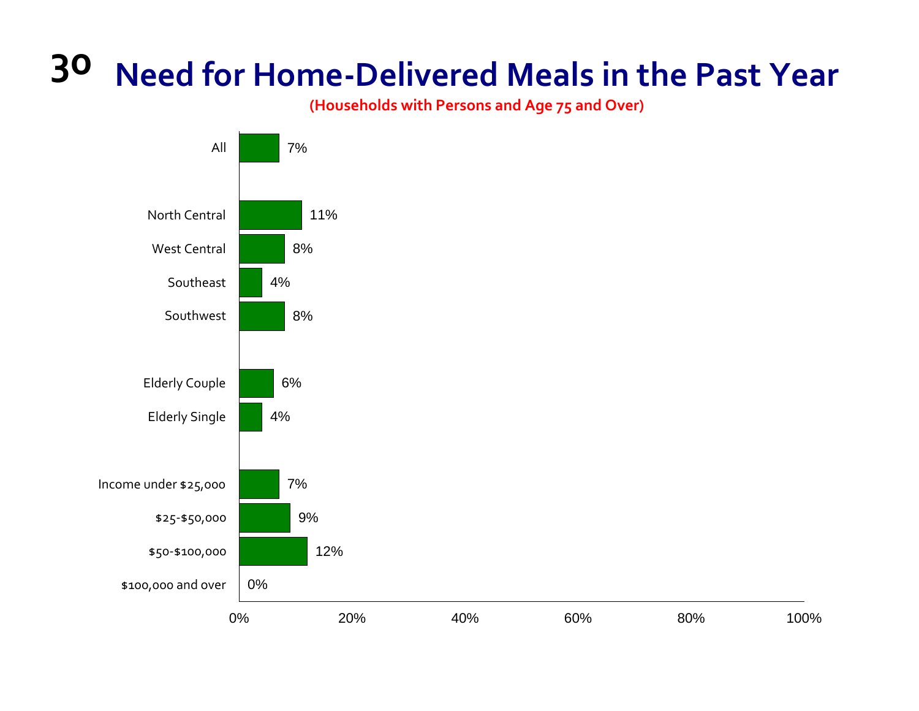# Need for Home-Delivered Meals in the Past Year

**(Households with Persons and Age 75 and Over)**

| Category | Percent |
|---|---|
| All | 7% |
| North Central | 11% |
| West Central | 8% |
| Southeast | 4% |
| Southwest | 8% |
| Elderly Couple | 6% |
| Elderly Single | 4% |
| Income under $25,000 | 7% |
| $25-$50,000 | 9% |
| $50-$100,000 | 12% |
| $100,000 and over | 0% |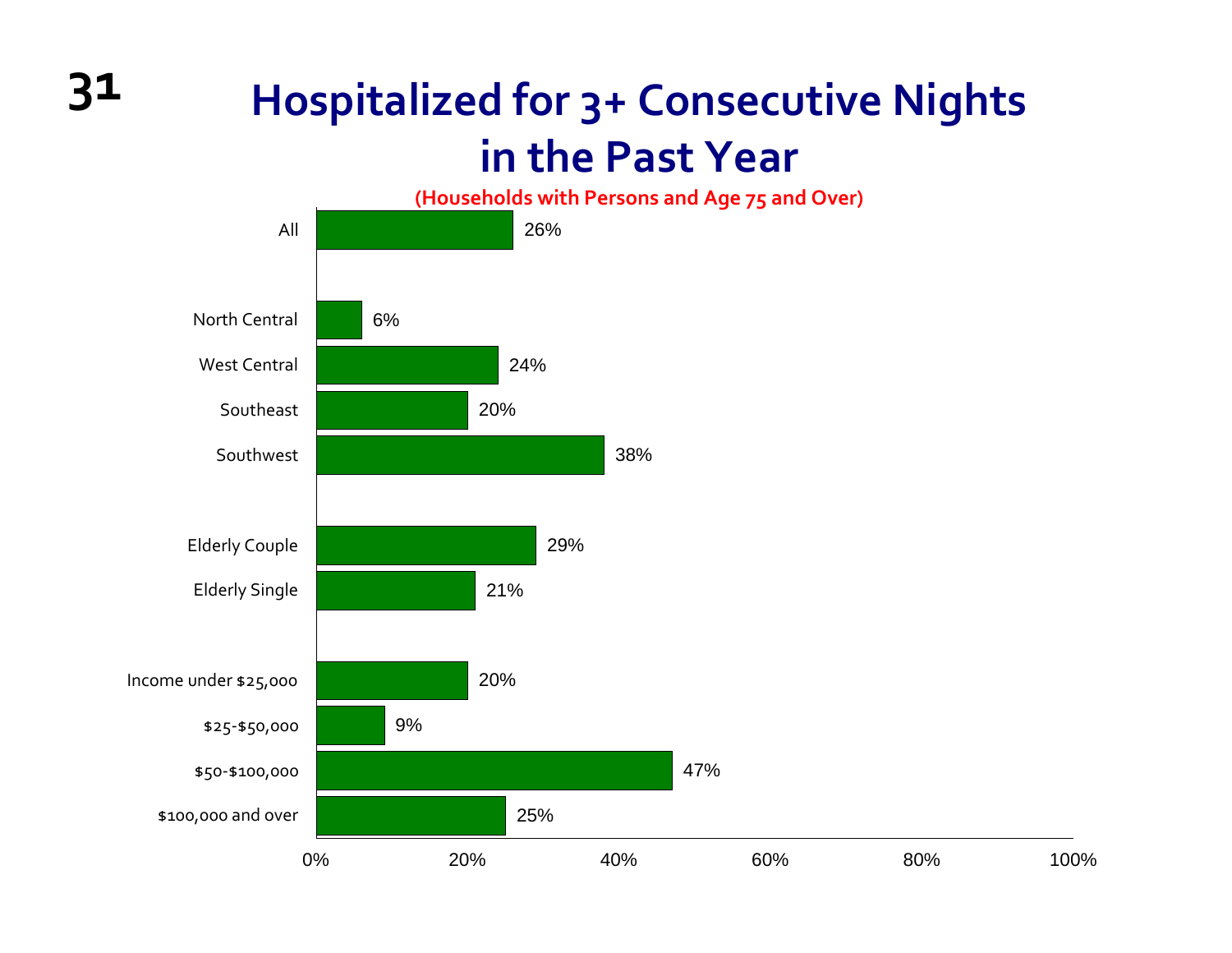# Hospitalized for 3+ Consecutive Nights in the Past Year

**(Households with Persons and Age 75 and Over)**

| Category | Percent |
| --- | --- |
| All | 26% |
| North Central | 6% |
| West Central | 24% |
| Southeast | 20% |
| Southwest | 38% |
| Elderly Couple | 29% |
| Elderly Single | 21% |
| Income under $25,000 | 20% |
| $25-$50,000 | 9% |
| $50-$100,000 | 47% |
| $100,000 and over | 25% |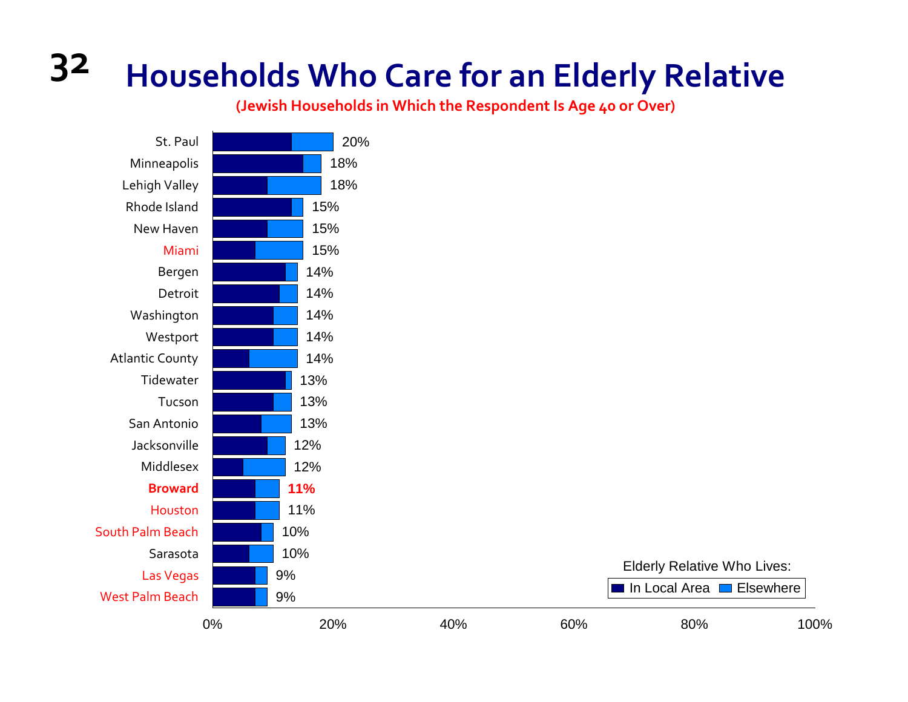# 32 Households Who Care for an Elderly Relative

**(Jewish Households in Which the Respondent Is Age 40 or Over)**

| Community | Total |
|---|---|
| St. Paul | 20% |
| Minneapolis | 18% |
| Lehigh Valley | 18% |
| Rhode Island | 15% |
| New Haven | 15% |
| Miami | 15% |
| Bergen | 14% |
| Detroit | 14% |
| Washington | 14% |
| Westport | 14% |
| Atlantic County | 14% |
| Tidewater | 13% |
| Tucson | 13% |
| San Antonio | 13% |
| Jacksonville | 12% |
| Middlesex | 12% |
| **Broward** | **11%** |
| Houston | 11% |
| South Palm Beach | 10% |
| Sarasota | 10% |
| Las Vegas | 9% |
| West Palm Beach | 9% |

Elderly Relative Who Lives: In Local Area / Elsewhere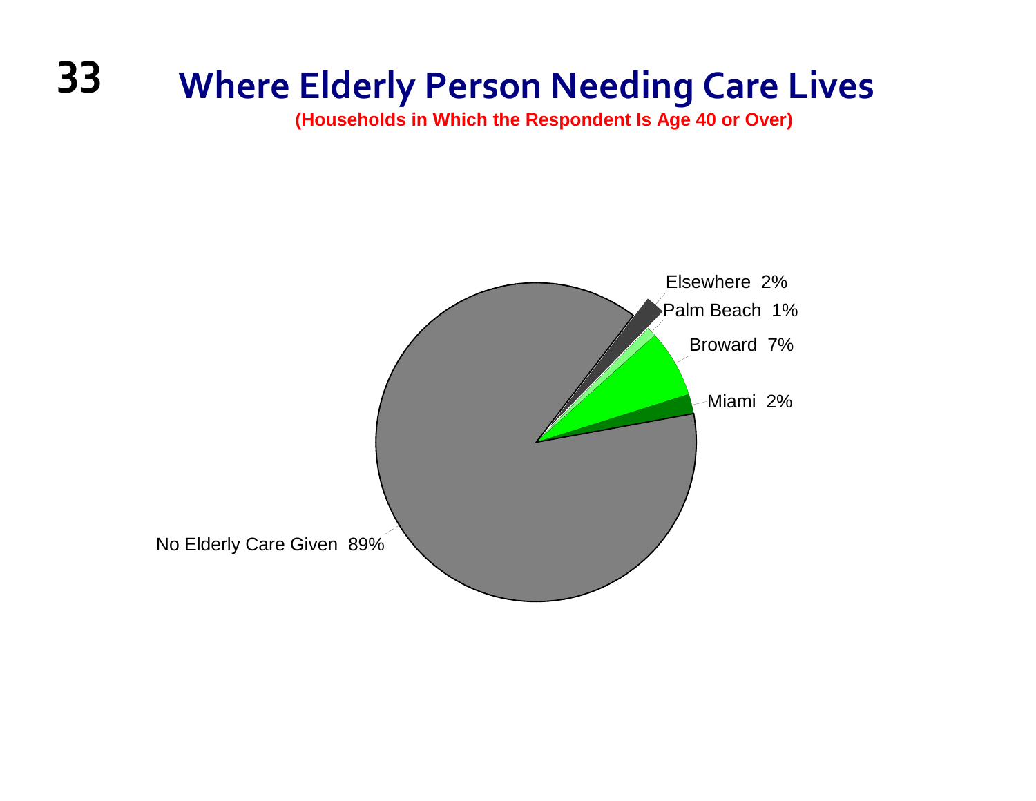# Where Elderly Person Needing Care Lives

**(Households in Which the Respondent Is Age 40 or Over)**

| Category | Percent |
| --- | --- |
| Elsewhere | 2% |
| Palm Beach | 1% |
| Broward | 7% |
| Miami | 2% |
| No Elderly Care Given | 89% |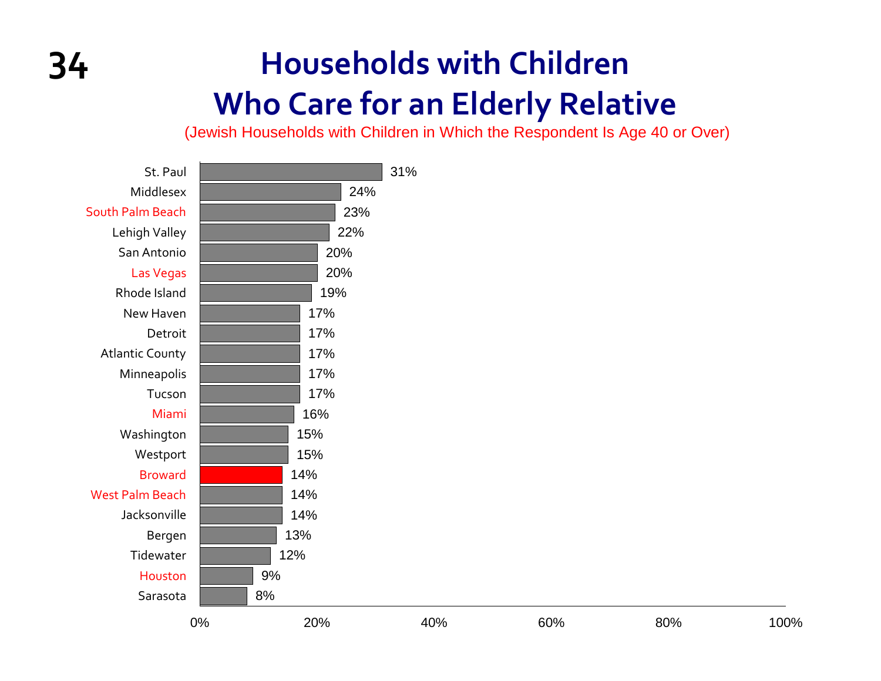# Households with Children Who Care for an Elderly Relative

(Jewish Households with Children in Which the Respondent Is Age 40 or Over)

| Community | Percentage |
|---|---|
| St. Paul | 31% |
| Middlesex | 24% |
| South Palm Beach | 23% |
| Lehigh Valley | 22% |
| San Antonio | 20% |
| Las Vegas | 20% |
| Rhode Island | 19% |
| New Haven | 17% |
| Detroit | 17% |
| Atlantic County | 17% |
| Minneapolis | 17% |
| Tucson | 17% |
| Miami | 16% |
| Washington | 15% |
| Westport | 15% |
| Broward | 14% |
| West Palm Beach | 14% |
| Jacksonville | 14% |
| Bergen | 13% |
| Tidewater | 12% |
| Houston | 9% |
| Sarasota | 8% |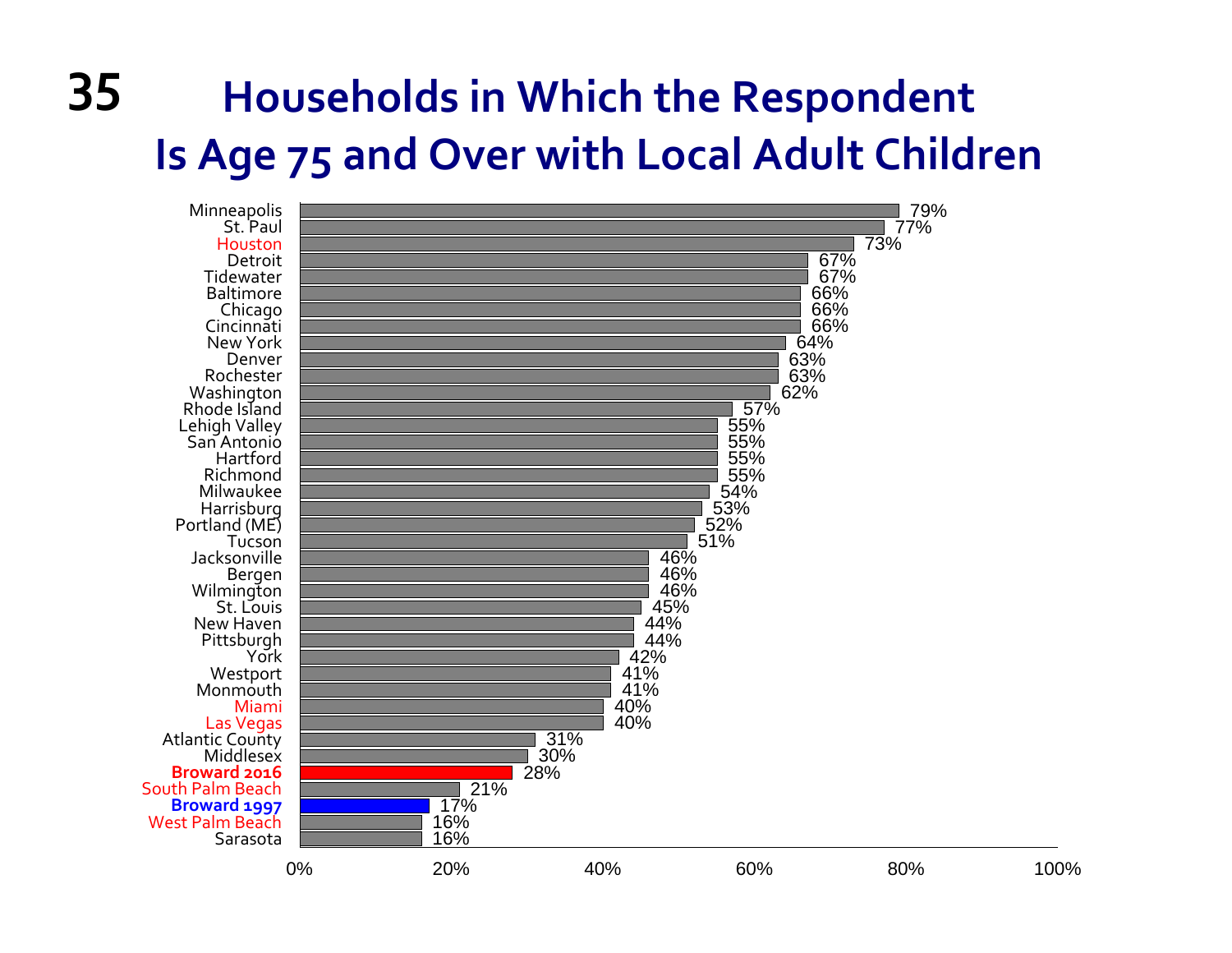# Households in Which the Respondent Is Age 75 and Over with Local Adult Children

Minneapolis 79%
St. Paul 77%
Houston 73%
Detroit 67%
Tidewater 67%
Baltimore 66%
Chicago 66%
Cincinnati 66%
New York 64%
Denver 63%
Rochester 63%
Washington 62%
Rhode Island 57%
Lehigh Valley 55%
San Antonio 55%
Hartford 55%
Richmond 55%
Milwaukee 54%
Harrisburg 53%
Portland (ME) 52%
Tucson 51%
Jacksonville 46%
Bergen 46%
Wilmington 46%
St. Louis 45%
New Haven 44%
Pittsburgh 44%
York 42%
Westport 41%
Monmouth 41%
Miami 40%
Las Vegas 40%
Atlantic County 31%
Middlesex 30%
**Broward 2016** 28%
South Palm Beach 21%
**Broward 1997** 17%
West Palm Beach 16%
Sarasota 16%

0% 20% 40% 60% 80% 100%